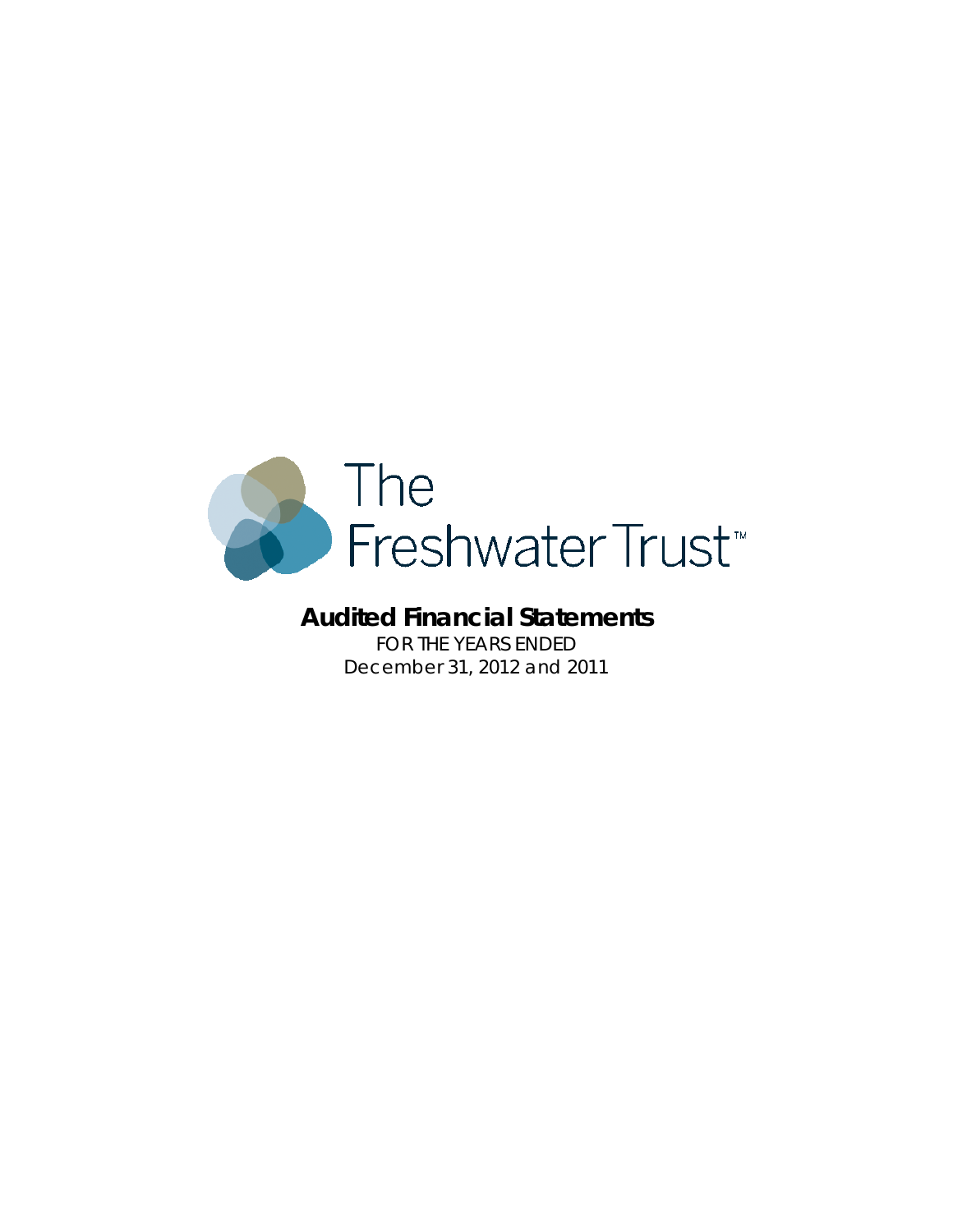# The Freshwater Trust™

## Audited Financial Statements

FOR THE YEARS ENDED
December 31, 2012 and 2011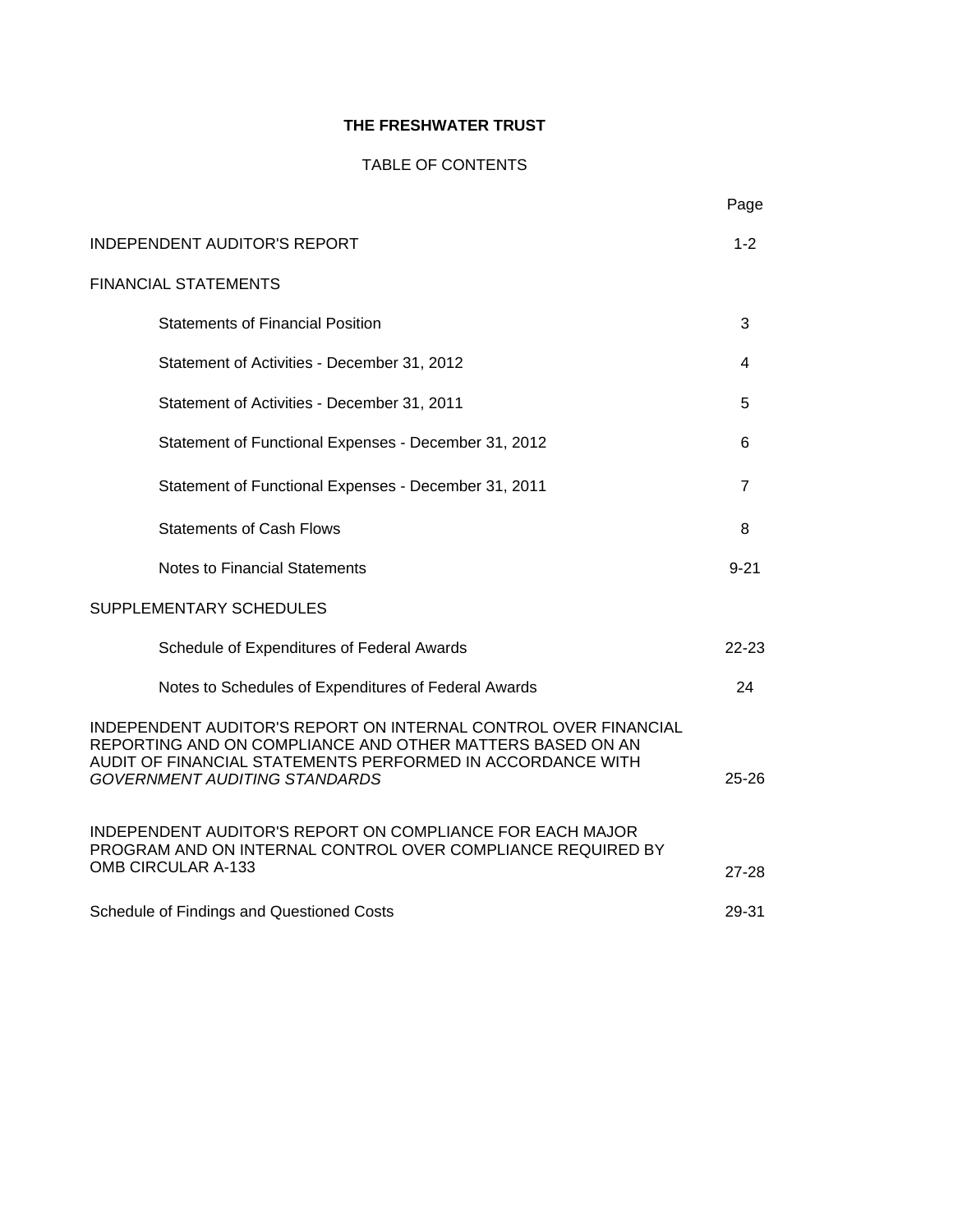# THE FRESHWATER TRUST

## TABLE OF CONTENTS

| | Page |
|---|---|
| INDEPENDENT AUDITOR'S REPORT | 1-2 |
| FINANCIAL STATEMENTS | |
| Statements of Financial Position | 3 |
| Statement of Activities - December 31, 2012 | 4 |
| Statement of Activities - December 31, 2011 | 5 |
| Statement of Functional Expenses - December 31, 2012 | 6 |
| Statement of Functional Expenses - December 31, 2011 | 7 |
| Statements of Cash Flows | 8 |
| Notes to Financial Statements | 9-21 |
| SUPPLEMENTARY SCHEDULES | |
| Schedule of Expenditures of Federal Awards | 22-23 |
| Notes to Schedules of Expenditures of Federal Awards | 24 |
| INDEPENDENT AUDITOR'S REPORT ON INTERNAL CONTROL OVER FINANCIAL REPORTING AND ON COMPLIANCE AND OTHER MATTERS BASED ON AN AUDIT OF FINANCIAL STATEMENTS PERFORMED IN ACCORDANCE WITH *GOVERNMENT AUDITING STANDARDS* | 25-26 |
| INDEPENDENT AUDITOR'S REPORT ON COMPLIANCE FOR EACH MAJOR PROGRAM AND ON INTERNAL CONTROL OVER COMPLIANCE REQUIRED BY OMB CIRCULAR A-133 | 27-28 |
| Schedule of Findings and Questioned Costs | 29-31 |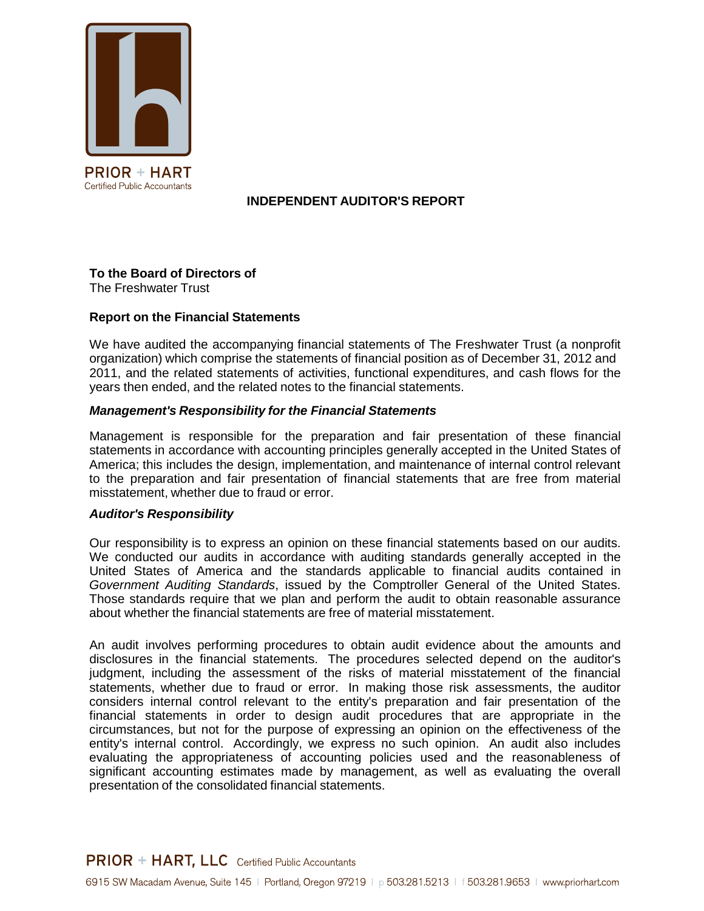PRIOR + HART
Certified Public Accountants

# INDEPENDENT AUDITOR'S REPORT

**To the Board of Directors of**
The Freshwater Trust

**Report on the Financial Statements**

We have audited the accompanying financial statements of The Freshwater Trust (a nonprofit organization) which comprise the statements of financial position as of December 31, 2012 and 2011, and the related statements of activities, functional expenditures, and cash flows for the years then ended, and the related notes to the financial statements.

***Management's Responsibility for the Financial Statements***

Management is responsible for the preparation and fair presentation of these financial statements in accordance with accounting principles generally accepted in the United States of America; this includes the design, implementation, and maintenance of internal control relevant to the preparation and fair presentation of financial statements that are free from material misstatement, whether due to fraud or error.

***Auditor's Responsibility***

Our responsibility is to express an opinion on these financial statements based on our audits. We conducted our audits in accordance with auditing standards generally accepted in the United States of America and the standards applicable to financial audits contained in *Government Auditing Standards*, issued by the Comptroller General of the United States. Those standards require that we plan and perform the audit to obtain reasonable assurance about whether the financial statements are free of material misstatement.

An audit involves performing procedures to obtain audit evidence about the amounts and disclosures in the financial statements. The procedures selected depend on the auditor's judgment, including the assessment of the risks of material misstatement of the financial statements, whether due to fraud or error. In making those risk assessments, the auditor considers internal control relevant to the entity's preparation and fair presentation of the financial statements in order to design audit procedures that are appropriate in the circumstances, but not for the purpose of expressing an opinion on the effectiveness of the entity's internal control. Accordingly, we express no such opinion. An audit also includes evaluating the appropriateness of accounting policies used and the reasonableness of significant accounting estimates made by management, as well as evaluating the overall presentation of the consolidated financial statements.

PRIOR + HART, LLC Certified Public Accountants

6915 SW Macadam Avenue, Suite 145 | Portland, Oregon 97219 | p 503.281.5213 | f 503.281.9653 | www.priorhart.com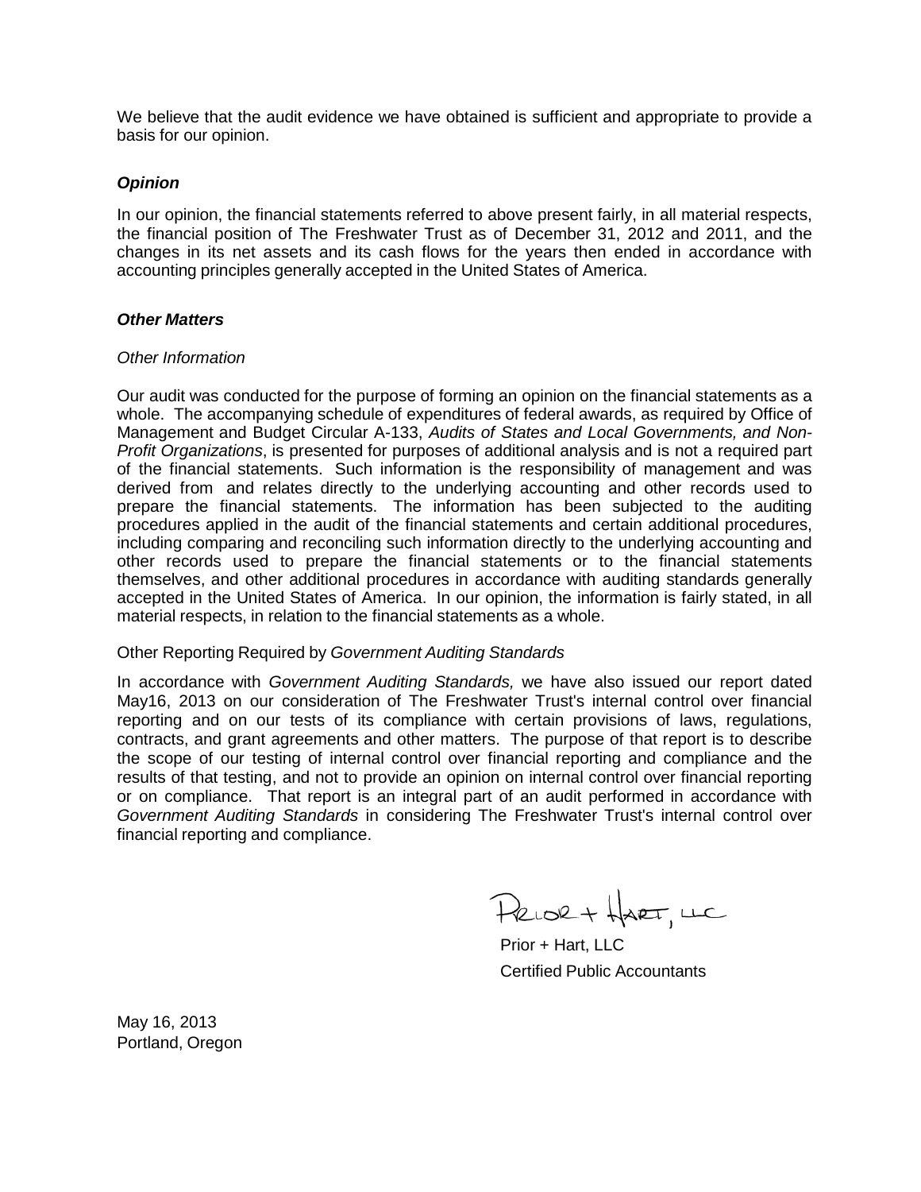We believe that the audit evidence we have obtained is sufficient and appropriate to provide a basis for our opinion.

### *Opinion*

In our opinion, the financial statements referred to above present fairly, in all material respects, the financial position of The Freshwater Trust as of December 31, 2012 and 2011, and the changes in its net assets and its cash flows for the years then ended in accordance with accounting principles generally accepted in the United States of America.

### *Other Matters*

*Other Information*

Our audit was conducted for the purpose of forming an opinion on the financial statements as a whole. The accompanying schedule of expenditures of federal awards, as required by Office of Management and Budget Circular A-133, *Audits of States and Local Governments, and Non-Profit Organizations*, is presented for purposes of additional analysis and is not a required part of the financial statements. Such information is the responsibility of management and was derived from and relates directly to the underlying accounting and other records used to prepare the financial statements. The information has been subjected to the auditing procedures applied in the audit of the financial statements and certain additional procedures, including comparing and reconciling such information directly to the underlying accounting and other records used to prepare the financial statements or to the financial statements themselves, and other additional procedures in accordance with auditing standards generally accepted in the United States of America. In our opinion, the information is fairly stated, in all material respects, in relation to the financial statements as a whole.

Other Reporting Required by *Government Auditing Standards*

In accordance with *Government Auditing Standards,* we have also issued our report dated May16, 2013 on our consideration of The Freshwater Trust's internal control over financial reporting and on our tests of its compliance with certain provisions of laws, regulations, contracts, and grant agreements and other matters. The purpose of that report is to describe the scope of our testing of internal control over financial reporting and compliance and the results of that testing, and not to provide an opinion on internal control over financial reporting or on compliance. That report is an integral part of an audit performed in accordance with *Government Auditing Standards* in considering The Freshwater Trust's internal control over financial reporting and compliance.

Prior + Hart, LLC

Prior + Hart, LLC
Certified Public Accountants

May 16, 2013
Portland, Oregon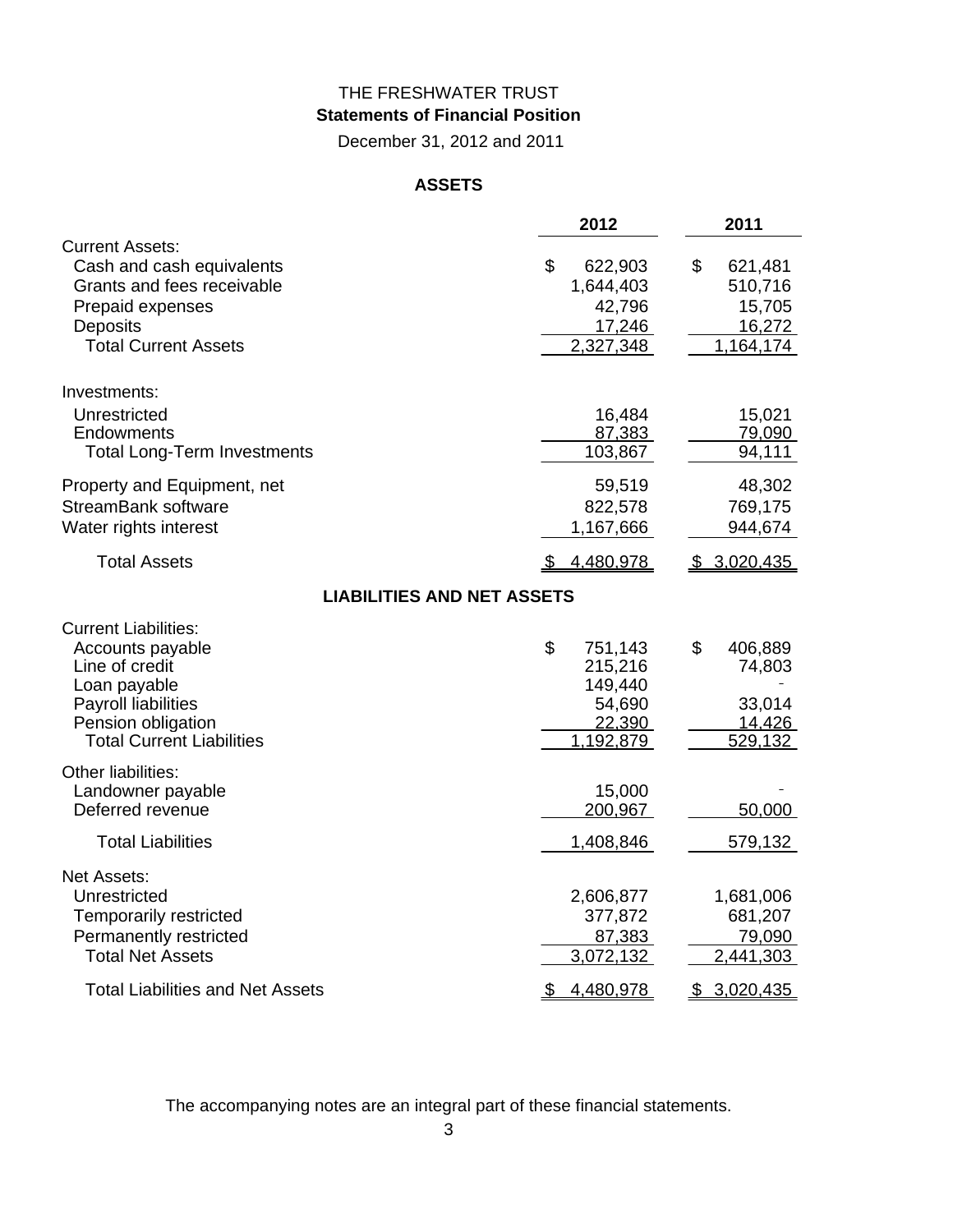# THE FRESHWATER TRUST

## Statements of Financial Position

December 31, 2012 and 2011

### ASSETS

| | 2012 | 2011 |
|---|---|---|
| Current Assets: | | |
| Cash and cash equivalents | $ 622,903 | $ 621,481 |
| Grants and fees receivable | 1,644,403 | 510,716 |
| Prepaid expenses | 42,796 | 15,705 |
| Deposits | 17,246 | 16,272 |
| Total Current Assets | 2,327,348 | 1,164,174 |
| Investments: | | |
| Unrestricted | 16,484 | 15,021 |
| Endowments | 87,383 | 79,090 |
| Total Long-Term Investments | 103,867 | 94,111 |
| Property and Equipment, net | 59,519 | 48,302 |
| StreamBank software | 822,578 | 769,175 |
| Water rights interest | 1,167,666 | 944,674 |
| Total Assets | $ 4,480,978 | $ 3,020,435 |

### LIABILITIES AND NET ASSETS

| | 2012 | 2011 |
|---|---|---|
| Current Liabilities: | | |
| Accounts payable | $ 751,143 | $ 406,889 |
| Line of credit | 215,216 | 74,803 |
| Loan payable | 149,440 | - |
| Payroll liabilities | 54,690 | 33,014 |
| Pension obligation | 22,390 | 14,426 |
| Total Current Liabilities | 1,192,879 | 529,132 |
| Other liabilities: | | |
| Landowner payable | 15,000 | - |
| Deferred revenue | 200,967 | 50,000 |
| Total Liabilities | 1,408,846 | 579,132 |
| Net Assets: | | |
| Unrestricted | 2,606,877 | 1,681,006 |
| Temporarily restricted | 377,872 | 681,207 |
| Permanently restricted | 87,383 | 79,090 |
| Total Net Assets | 3,072,132 | 2,441,303 |
| Total Liabilities and Net Assets | $ 4,480,978 | $ 3,020,435 |

The accompanying notes are an integral part of these financial statements.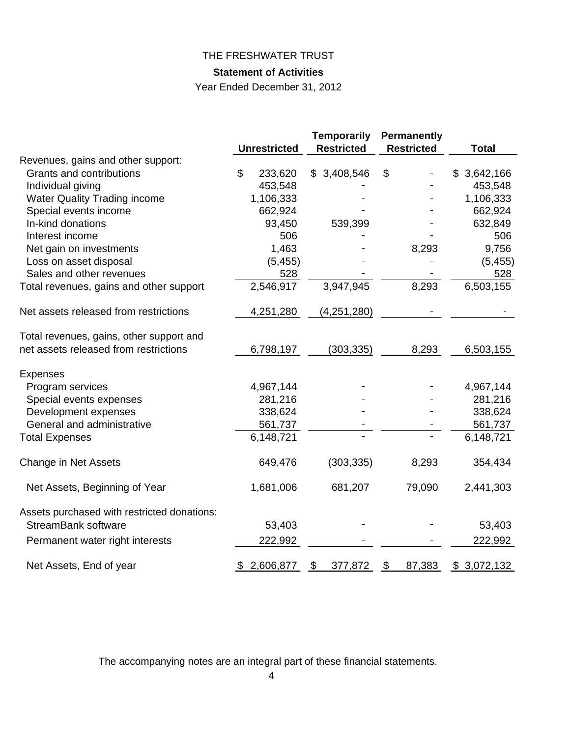THE FRESHWATER TRUST

**Statement of Activities**

Year Ended December 31, 2012

| | Unrestricted | Temporarily Restricted | Permanently Restricted | Total |
|---|---|---|---|---|
| Revenues, gains and other support: | | | | |
| Grants and contributions | $ 233,620 | $ 3,408,546 | $ - | $ 3,642,166 |
| Individual giving | 453,548 | - | - | 453,548 |
| Water Quality Trading income | 1,106,333 | - | - | 1,106,333 |
| Special events income | 662,924 | - | - | 662,924 |
| In-kind donations | 93,450 | 539,399 | - | 632,849 |
| Interest income | 506 | - | - | 506 |
| Net gain on investments | 1,463 | - | 8,293 | 9,756 |
| Loss on asset disposal | (5,455) | - | - | (5,455) |
| Sales and other revenues | 528 | - | - | 528 |
| Total revenues, gains and other support | 2,546,917 | 3,947,945 | 8,293 | 6,503,155 |
| Net assets released from restrictions | 4,251,280 | (4,251,280) | - | - |
| Total revenues, gains, other support and net assets released from restrictions | 6,798,197 | (303,335) | 8,293 | 6,503,155 |
| Expenses | | | | |
| Program services | 4,967,144 | - | - | 4,967,144 |
| Special events expenses | 281,216 | - | - | 281,216 |
| Development expenses | 338,624 | - | - | 338,624 |
| General and administrative | 561,737 | - | - | 561,737 |
| Total Expenses | 6,148,721 | - | - | 6,148,721 |
| Change in Net Assets | 649,476 | (303,335) | 8,293 | 354,434 |
| Net Assets, Beginning of Year | 1,681,006 | 681,207 | 79,090 | 2,441,303 |
| Assets purchased with restricted donations: | | | | |
| StreamBank software | 53,403 | - | - | 53,403 |
| Permanent water right interests | 222,992 | - | - | 222,992 |
| Net Assets, End of year | $ 2,606,877 | $ 377,872 | $ 87,383 | $ 3,072,132 |

The accompanying notes are an integral part of these financial statements.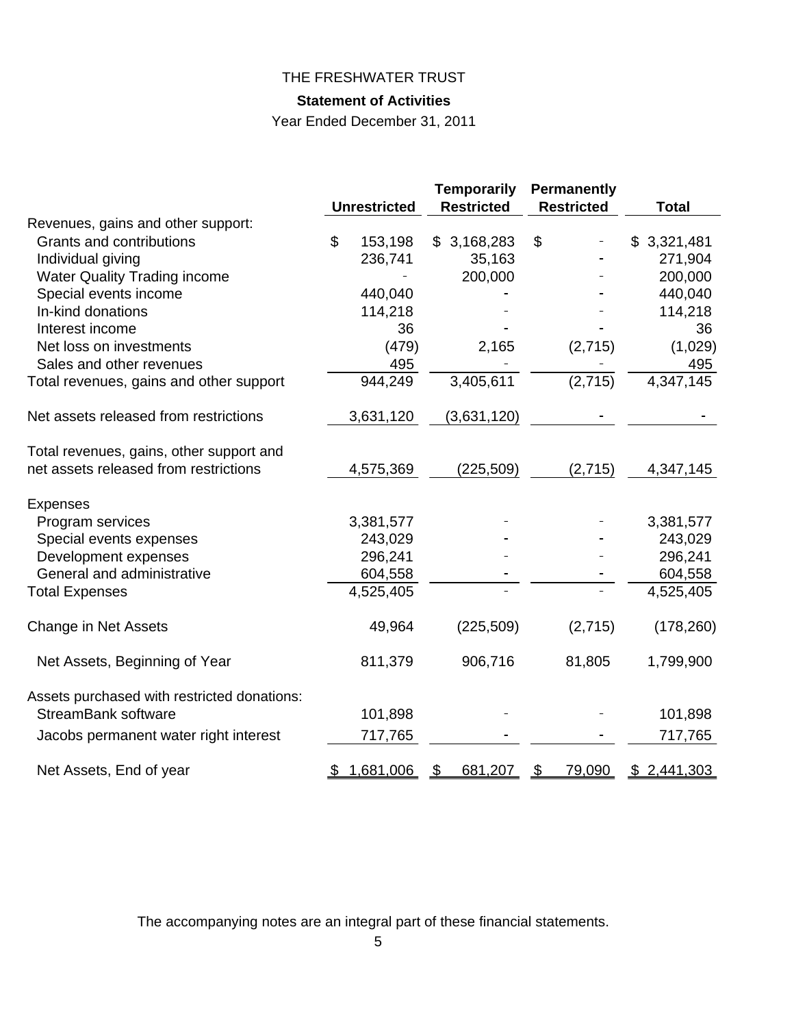THE FRESHWATER TRUST

**Statement of Activities**

Year Ended December 31, 2011

| | Unrestricted | Temporarily Restricted | Permanently Restricted | Total |
|---|---|---|---|---|
| Revenues, gains and other support: | | | | |
| Grants and contributions | $ 153,198 | $ 3,168,283 | $ - | $ 3,321,481 |
| Individual giving | 236,741 | 35,163 | - | 271,904 |
| Water Quality Trading income | - | 200,000 | - | 200,000 |
| Special events income | 440,040 | - | - | 440,040 |
| In-kind donations | 114,218 | - | - | 114,218 |
| Interest income | 36 | - | - | 36 |
| Net loss on investments | (479) | 2,165 | (2,715) | (1,029) |
| Sales and other revenues | 495 | - | - | 495 |
| Total revenues, gains and other support | 944,249 | 3,405,611 | (2,715) | 4,347,145 |
| Net assets released from restrictions | 3,631,120 | (3,631,120) | - | - |
| Total revenues, gains, other support and net assets released from restrictions | 4,575,369 | (225,509) | (2,715) | 4,347,145 |
| Expenses | | | | |
| Program services | 3,381,577 | - | - | 3,381,577 |
| Special events expenses | 243,029 | - | - | 243,029 |
| Development expenses | 296,241 | - | - | 296,241 |
| General and administrative | 604,558 | - | - | 604,558 |
| Total Expenses | 4,525,405 | - | - | 4,525,405 |
| Change in Net Assets | 49,964 | (225,509) | (2,715) | (178,260) |
| Net Assets, Beginning of Year | 811,379 | 906,716 | 81,805 | 1,799,900 |
| Assets purchased with restricted donations: | | | | |
| StreamBank software | 101,898 | - | - | 101,898 |
| Jacobs permanent water right interest | 717,765 | - | - | 717,765 |
| Net Assets, End of year | $ 1,681,006 | $ 681,207 | $ 79,090 | $ 2,441,303 |

The accompanying notes are an integral part of these financial statements.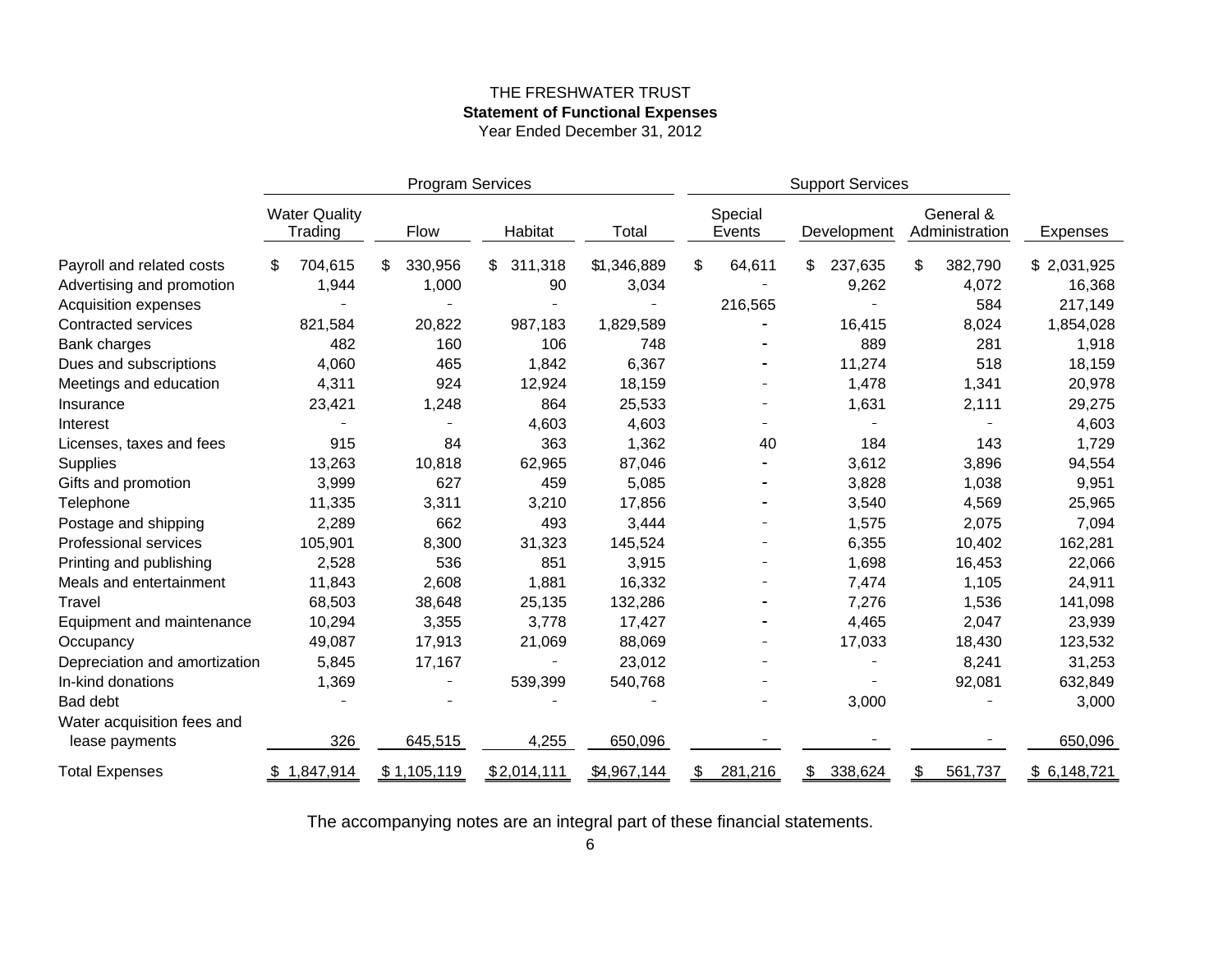THE FRESHWATER TRUST

**Statement of Functional Expenses**

Year Ended December 31, 2012

| | Program Services | | | | Support Services | | | |
|---|---|---|---|---|---|---|---|---|
| | Water Quality Trading | Flow | Habitat | Total | Special Events | Development | General & Administration | Expenses |
| Payroll and related costs | $ 704,615 | $ 330,956 | $ 311,318 | $1,346,889 | $ 64,611 | $ 237,635 | $ 382,790 | $ 2,031,925 |
| Advertising and promotion | 1,944 | 1,000 | 90 | 3,034 | - | 9,262 | 4,072 | 16,368 |
| Acquisition expenses | - | - | - | - | 216,565 | - | 584 | 217,149 |
| Contracted services | 821,584 | 20,822 | 987,183 | 1,829,589 | - | 16,415 | 8,024 | 1,854,028 |
| Bank charges | 482 | 160 | 106 | 748 | - | 889 | 281 | 1,918 |
| Dues and subscriptions | 4,060 | 465 | 1,842 | 6,367 | - | 11,274 | 518 | 18,159 |
| Meetings and education | 4,311 | 924 | 12,924 | 18,159 | - | 1,478 | 1,341 | 20,978 |
| Insurance | 23,421 | 1,248 | 864 | 25,533 | - | 1,631 | 2,111 | 29,275 |
| Interest | - | - | 4,603 | 4,603 | - | - | - | 4,603 |
| Licenses, taxes and fees | 915 | 84 | 363 | 1,362 | 40 | 184 | 143 | 1,729 |
| Supplies | 13,263 | 10,818 | 62,965 | 87,046 | - | 3,612 | 3,896 | 94,554 |
| Gifts and promotion | 3,999 | 627 | 459 | 5,085 | - | 3,828 | 1,038 | 9,951 |
| Telephone | 11,335 | 3,311 | 3,210 | 17,856 | - | 3,540 | 4,569 | 25,965 |
| Postage and shipping | 2,289 | 662 | 493 | 3,444 | - | 1,575 | 2,075 | 7,094 |
| Professional services | 105,901 | 8,300 | 31,323 | 145,524 | - | 6,355 | 10,402 | 162,281 |
| Printing and publishing | 2,528 | 536 | 851 | 3,915 | - | 1,698 | 16,453 | 22,066 |
| Meals and entertainment | 11,843 | 2,608 | 1,881 | 16,332 | - | 7,474 | 1,105 | 24,911 |
| Travel | 68,503 | 38,648 | 25,135 | 132,286 | - | 7,276 | 1,536 | 141,098 |
| Equipment and maintenance | 10,294 | 3,355 | 3,778 | 17,427 | - | 4,465 | 2,047 | 23,939 |
| Occupancy | 49,087 | 17,913 | 21,069 | 88,069 | - | 17,033 | 18,430 | 123,532 |
| Depreciation and amortization | 5,845 | 17,167 | - | 23,012 | - | - | 8,241 | 31,253 |
| In-kind donations | 1,369 | - | 539,399 | 540,768 | - | - | 92,081 | 632,849 |
| Bad debt | - | - | - | - | - | 3,000 | - | 3,000 |
| Water acquisition fees and lease payments | 326 | 645,515 | 4,255 | 650,096 | - | - | - | 650,096 |
| Total Expenses | $ 1,847,914 | $ 1,105,119 | $ 2,014,111 | $4,967,144 | $ 281,216 | $ 338,624 | $ 561,737 | $ 6,148,721 |

The accompanying notes are an integral part of these financial statements.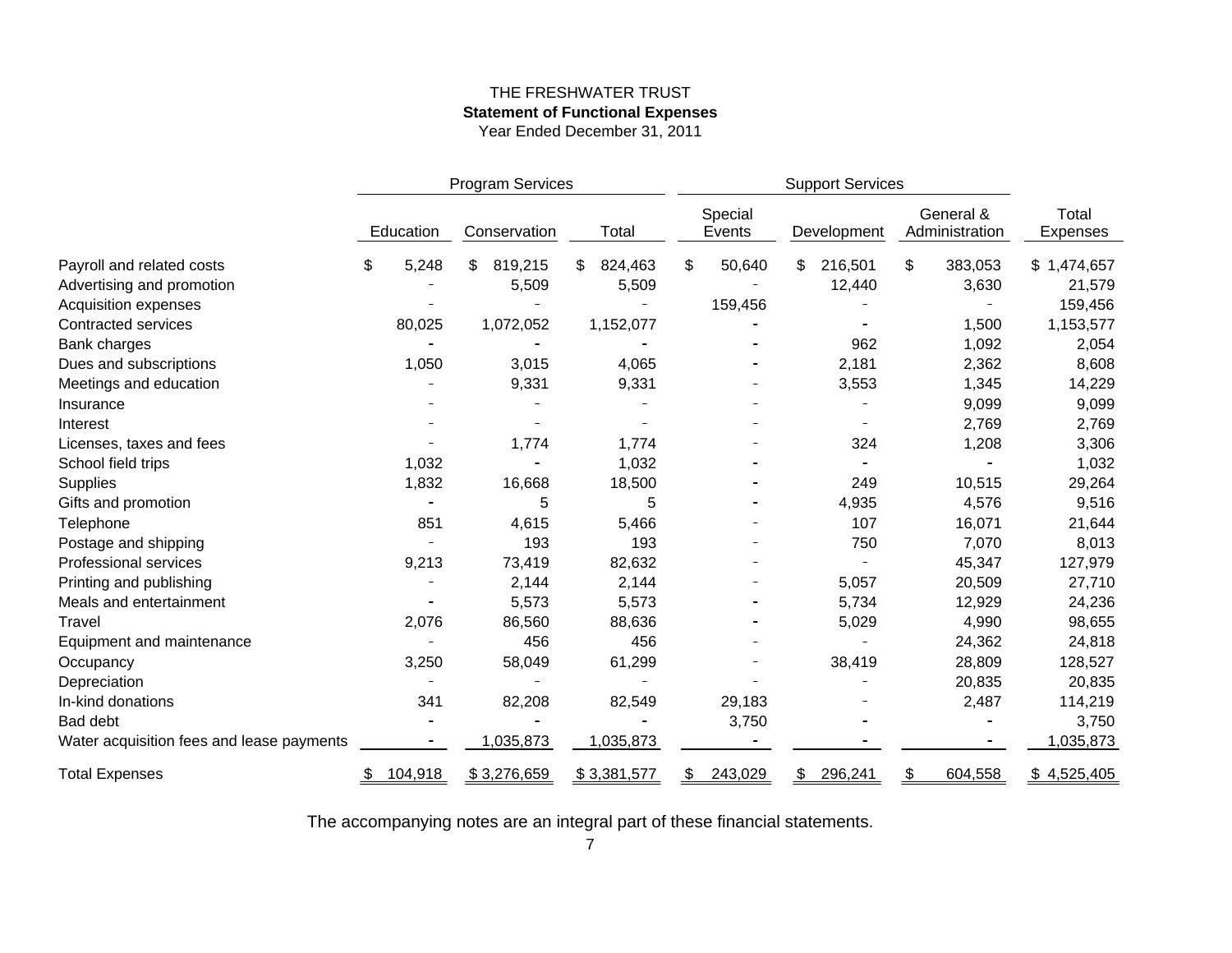THE FRESHWATER TRUST

**Statement of Functional Expenses**

Year Ended December 31, 2011

| | Program Services | | | Support Services | | | |
|---|---|---|---|---|---|---|---|
| | Education | Conservation | Total | Special Events | Development | General & Administration | Total Expenses |
| Payroll and related costs | $ 5,248 | $ 819,215 | $ 824,463 | $ 50,640 | $ 216,501 | $ 383,053 | $ 1,474,657 |
| Advertising and promotion | - | 5,509 | 5,509 | - | 12,440 | 3,630 | 21,579 |
| Acquisition expenses | - | - | - | 159,456 | - | - | 159,456 |
| Contracted services | 80,025 | 1,072,052 | 1,152,077 | - | - | 1,500 | 1,153,577 |
| Bank charges | - | - | - | - | 962 | 1,092 | 2,054 |
| Dues and subscriptions | 1,050 | 3,015 | 4,065 | - | 2,181 | 2,362 | 8,608 |
| Meetings and education | - | 9,331 | 9,331 | - | 3,553 | 1,345 | 14,229 |
| Insurance | - | - | - | - | - | 9,099 | 9,099 |
| Interest | - | - | - | - | - | 2,769 | 2,769 |
| Licenses, taxes and fees | - | 1,774 | 1,774 | - | 324 | 1,208 | 3,306 |
| School field trips | 1,032 | - | 1,032 | - | - | - | 1,032 |
| Supplies | 1,832 | 16,668 | 18,500 | - | 249 | 10,515 | 29,264 |
| Gifts and promotion | - | 5 | 5 | - | 4,935 | 4,576 | 9,516 |
| Telephone | 851 | 4,615 | 5,466 | - | 107 | 16,071 | 21,644 |
| Postage and shipping | - | 193 | 193 | - | 750 | 7,070 | 8,013 |
| Professional services | 9,213 | 73,419 | 82,632 | - | - | 45,347 | 127,979 |
| Printing and publishing | - | 2,144 | 2,144 | - | 5,057 | 20,509 | 27,710 |
| Meals and entertainment | - | 5,573 | 5,573 | - | 5,734 | 12,929 | 24,236 |
| Travel | 2,076 | 86,560 | 88,636 | - | 5,029 | 4,990 | 98,655 |
| Equipment and maintenance | - | 456 | 456 | - | - | 24,362 | 24,818 |
| Occupancy | 3,250 | 58,049 | 61,299 | - | 38,419 | 28,809 | 128,527 |
| Depreciation | - | - | - | - | - | 20,835 | 20,835 |
| In-kind donations | 341 | 82,208 | 82,549 | 29,183 | - | 2,487 | 114,219 |
| Bad debt | - | - | - | 3,750 | - | - | 3,750 |
| Water acquisition fees and lease payments | - | 1,035,873 | 1,035,873 | - | - | - | 1,035,873 |
| Total Expenses | $ 104,918 | $ 3,276,659 | $ 3,381,577 | $ 243,029 | $ 296,241 | $ 604,558 | $ 4,525,405 |

The accompanying notes are an integral part of these financial statements.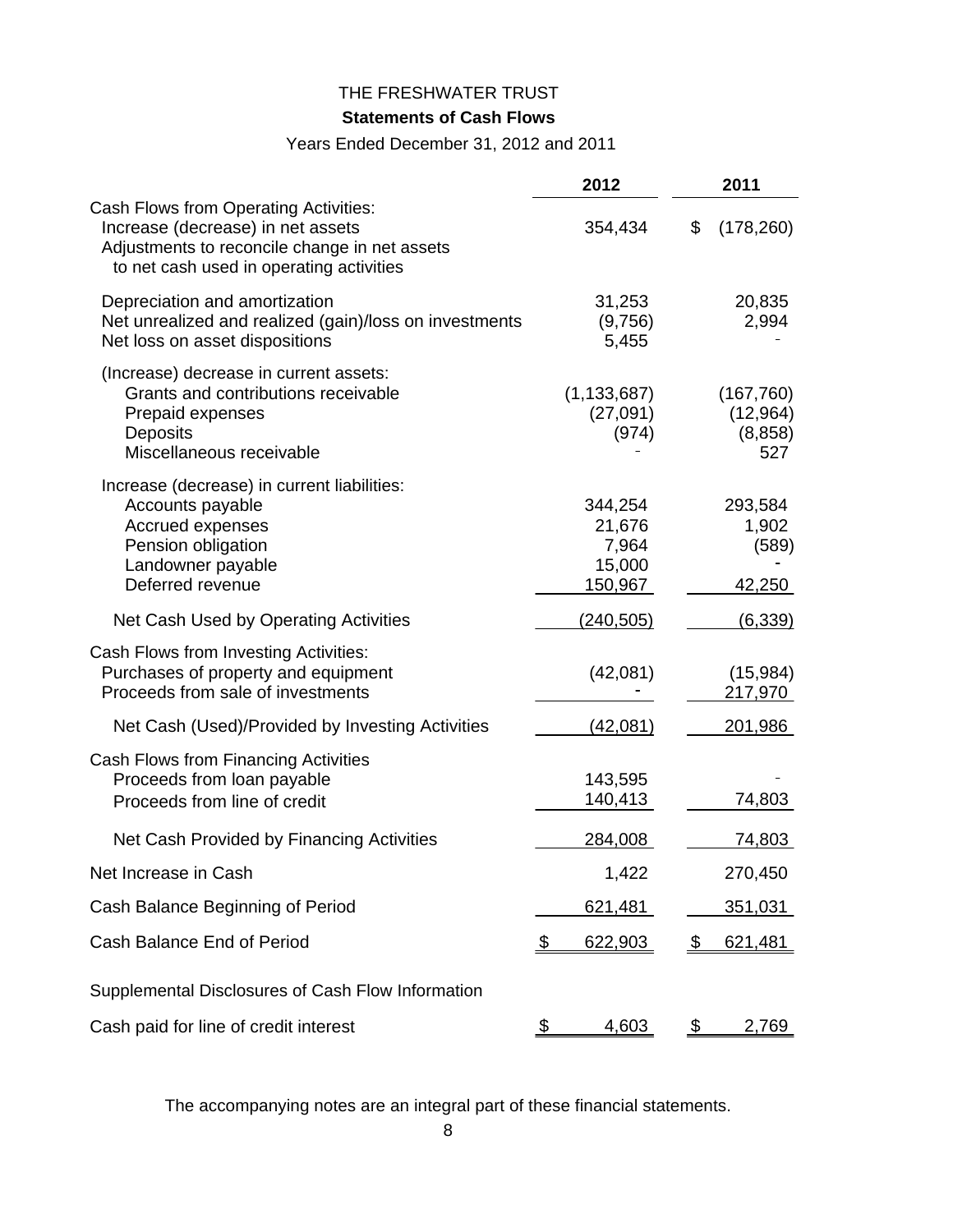# THE FRESHWATER TRUST

## Statements of Cash Flows

Years Ended December 31, 2012 and 2011

| | 2012 | 2011 |
|---|---|---|
| **Cash Flows from Operating Activities:** | | |
| Increase (decrease) in net assets | 354,434 | $ (178,260) |
| Adjustments to reconcile change in net assets to net cash used in operating activities | | |
| Depreciation and amortization | 31,253 | 20,835 |
| Net unrealized and realized (gain)/loss on investments | (9,756) | 2,994 |
| Net loss on asset dispositions | 5,455 | - |
| (Increase) decrease in current assets: | | |
| Grants and contributions receivable | (1,133,687) | (167,760) |
| Prepaid expenses | (27,091) | (12,964) |
| Deposits | (974) | (8,858) |
| Miscellaneous receivable | - | 527 |
| Increase (decrease) in current liabilities: | | |
| Accounts payable | 344,254 | 293,584 |
| Accrued expenses | 21,676 | 1,902 |
| Pension obligation | 7,964 | (589) |
| Landowner payable | 15,000 | - |
| Deferred revenue | 150,967 | 42,250 |
| Net Cash Used by Operating Activities | (240,505) | (6,339) |
| **Cash Flows from Investing Activities:** | | |
| Purchases of property and equipment | (42,081) | (15,984) |
| Proceeds from sale of investments | - | 217,970 |
| Net Cash (Used)/Provided by Investing Activities | (42,081) | 201,986 |
| **Cash Flows from Financing Activities** | | |
| Proceeds from loan payable | 143,595 | - |
| Proceeds from line of credit | 140,413 | 74,803 |
| Net Cash Provided by Financing Activities | 284,008 | 74,803 |
| Net Increase in Cash | 1,422 | 270,450 |
| Cash Balance Beginning of Period | 621,481 | 351,031 |
| Cash Balance End of Period | $ 622,903 | $ 621,481 |
| Supplemental Disclosures of Cash Flow Information | | |
| Cash paid for line of credit interest | $ 4,603 | $ 2,769 |

The accompanying notes are an integral part of these financial statements.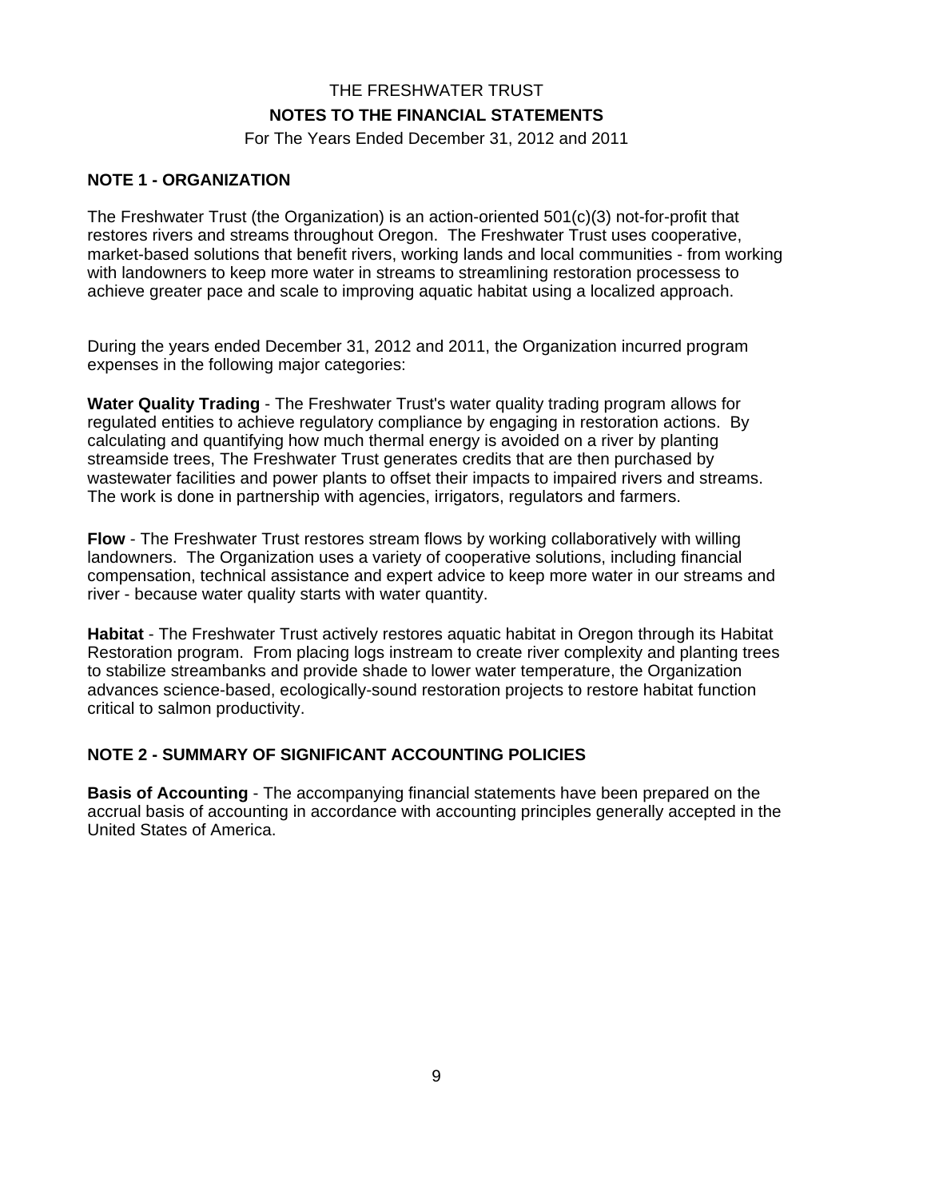THE FRESHWATER TRUST

**NOTES TO THE FINANCIAL STATEMENTS**

For The Years Ended December 31, 2012 and 2011

## NOTE 1 - ORGANIZATION

The Freshwater Trust (the Organization) is an action-oriented 501(c)(3) not-for-profit that restores rivers and streams throughout Oregon. The Freshwater Trust uses cooperative, market-based solutions that benefit rivers, working lands and local communities - from working with landowners to keep more water in streams to streamlining restoration processess to achieve greater pace and scale to improving aquatic habitat using a localized approach.

During the years ended December 31, 2012 and 2011, the Organization incurred program expenses in the following major categories:

**Water Quality Trading** - The Freshwater Trust's water quality trading program allows for regulated entities to achieve regulatory compliance by engaging in restoration actions. By calculating and quantifying how much thermal energy is avoided on a river by planting streamside trees, The Freshwater Trust generates credits that are then purchased by wastewater facilities and power plants to offset their impacts to impaired rivers and streams. The work is done in partnership with agencies, irrigators, regulators and farmers.

**Flow** - The Freshwater Trust restores stream flows by working collaboratively with willing landowners. The Organization uses a variety of cooperative solutions, including financial compensation, technical assistance and expert advice to keep more water in our streams and river - because water quality starts with water quantity.

**Habitat** - The Freshwater Trust actively restores aquatic habitat in Oregon through its Habitat Restoration program. From placing logs instream to create river complexity and planting trees to stabilize streambanks and provide shade to lower water temperature, the Organization advances science-based, ecologically-sound restoration projects to restore habitat function critical to salmon productivity.

## NOTE 2 - SUMMARY OF SIGNIFICANT ACCOUNTING POLICIES

**Basis of Accounting** - The accompanying financial statements have been prepared on the accrual basis of accounting in accordance with accounting principles generally accepted in the United States of America.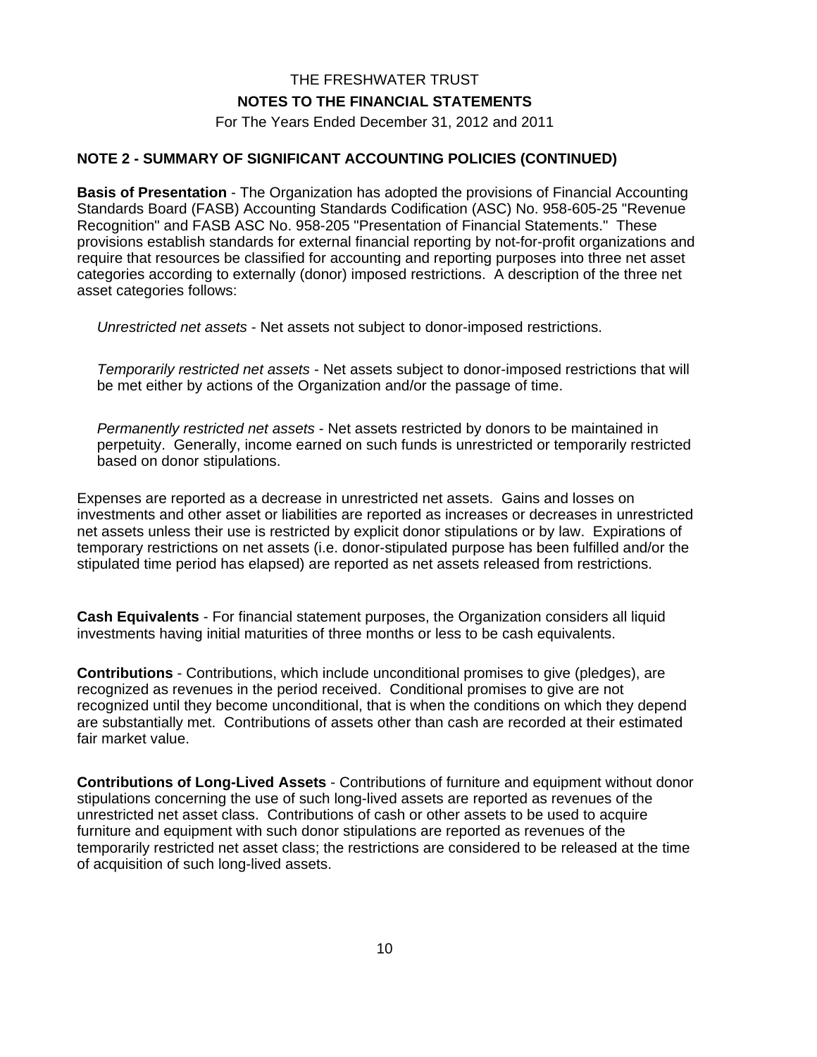THE FRESHWATER TRUST

**NOTES TO THE FINANCIAL STATEMENTS**

For The Years Ended December 31, 2012 and 2011

## NOTE 2 - SUMMARY OF SIGNIFICANT ACCOUNTING POLICIES (CONTINUED)

**Basis of Presentation** - The Organization has adopted the provisions of Financial Accounting Standards Board (FASB) Accounting Standards Codification (ASC) No. 958-605-25 "Revenue Recognition" and FASB ASC No. 958-205 "Presentation of Financial Statements." These provisions establish standards for external financial reporting by not-for-profit organizations and require that resources be classified for accounting and reporting purposes into three net asset categories according to externally (donor) imposed restrictions. A description of the three net asset categories follows:

*Unrestricted net assets* - Net assets not subject to donor-imposed restrictions.

*Temporarily restricted net assets* - Net assets subject to donor-imposed restrictions that will be met either by actions of the Organization and/or the passage of time.

*Permanently restricted net assets* - Net assets restricted by donors to be maintained in perpetuity. Generally, income earned on such funds is unrestricted or temporarily restricted based on donor stipulations.

Expenses are reported as a decrease in unrestricted net assets. Gains and losses on investments and other asset or liabilities are reported as increases or decreases in unrestricted net assets unless their use is restricted by explicit donor stipulations or by law. Expirations of temporary restrictions on net assets (i.e. donor-stipulated purpose has been fulfilled and/or the stipulated time period has elapsed) are reported as net assets released from restrictions.

**Cash Equivalents** - For financial statement purposes, the Organization considers all liquid investments having initial maturities of three months or less to be cash equivalents.

**Contributions** - Contributions, which include unconditional promises to give (pledges), are recognized as revenues in the period received. Conditional promises to give are not recognized until they become unconditional, that is when the conditions on which they depend are substantially met. Contributions of assets other than cash are recorded at their estimated fair market value.

**Contributions of Long-Lived Assets** - Contributions of furniture and equipment without donor stipulations concerning the use of such long-lived assets are reported as revenues of the unrestricted net asset class. Contributions of cash or other assets to be used to acquire furniture and equipment with such donor stipulations are reported as revenues of the temporarily restricted net asset class; the restrictions are considered to be released at the time of acquisition of such long-lived assets.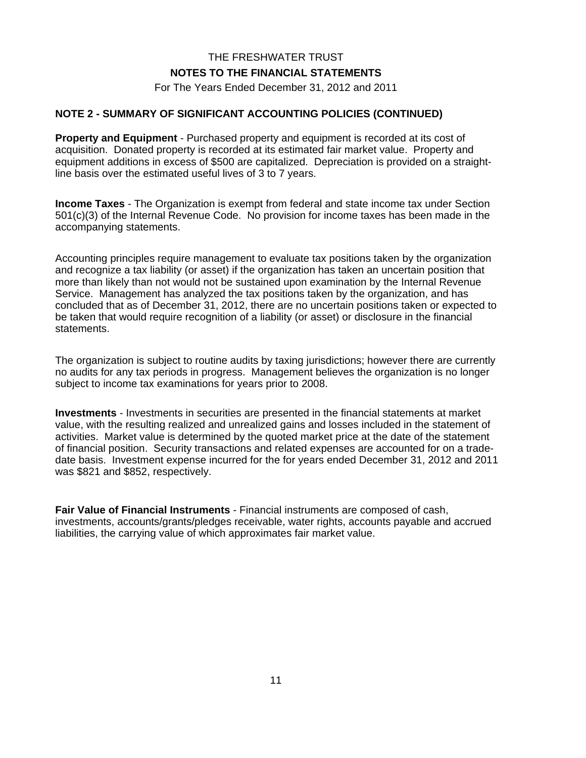# THE FRESHWATER TRUST

## NOTES TO THE FINANCIAL STATEMENTS

For The Years Ended December 31, 2012 and 2011

### NOTE 2 - SUMMARY OF SIGNIFICANT ACCOUNTING POLICIES (CONTINUED)

**Property and Equipment** - Purchased property and equipment is recorded at its cost of acquisition. Donated property is recorded at its estimated fair market value. Property and equipment additions in excess of $500 are capitalized. Depreciation is provided on a straight-line basis over the estimated useful lives of 3 to 7 years.

**Income Taxes** - The Organization is exempt from federal and state income tax under Section 501(c)(3) of the Internal Revenue Code. No provision for income taxes has been made in the accompanying statements.

Accounting principles require management to evaluate tax positions taken by the organization and recognize a tax liability (or asset) if the organization has taken an uncertain position that more than likely than not would not be sustained upon examination by the Internal Revenue Service. Management has analyzed the tax positions taken by the organization, and has concluded that as of December 31, 2012, there are no uncertain positions taken or expected to be taken that would require recognition of a liability (or asset) or disclosure in the financial statements.

The organization is subject to routine audits by taxing jurisdictions; however there are currently no audits for any tax periods in progress. Management believes the organization is no longer subject to income tax examinations for years prior to 2008.

**Investments** - Investments in securities are presented in the financial statements at market value, with the resulting realized and unrealized gains and losses included in the statement of activities. Market value is determined by the quoted market price at the date of the statement of financial position. Security transactions and related expenses are accounted for on a trade-date basis. Investment expense incurred for the for years ended December 31, 2012 and 2011 was $821 and $852, respectively.

**Fair Value of Financial Instruments** - Financial instruments are composed of cash, investments, accounts/grants/pledges receivable, water rights, accounts payable and accrued liabilities, the carrying value of which approximates fair market value.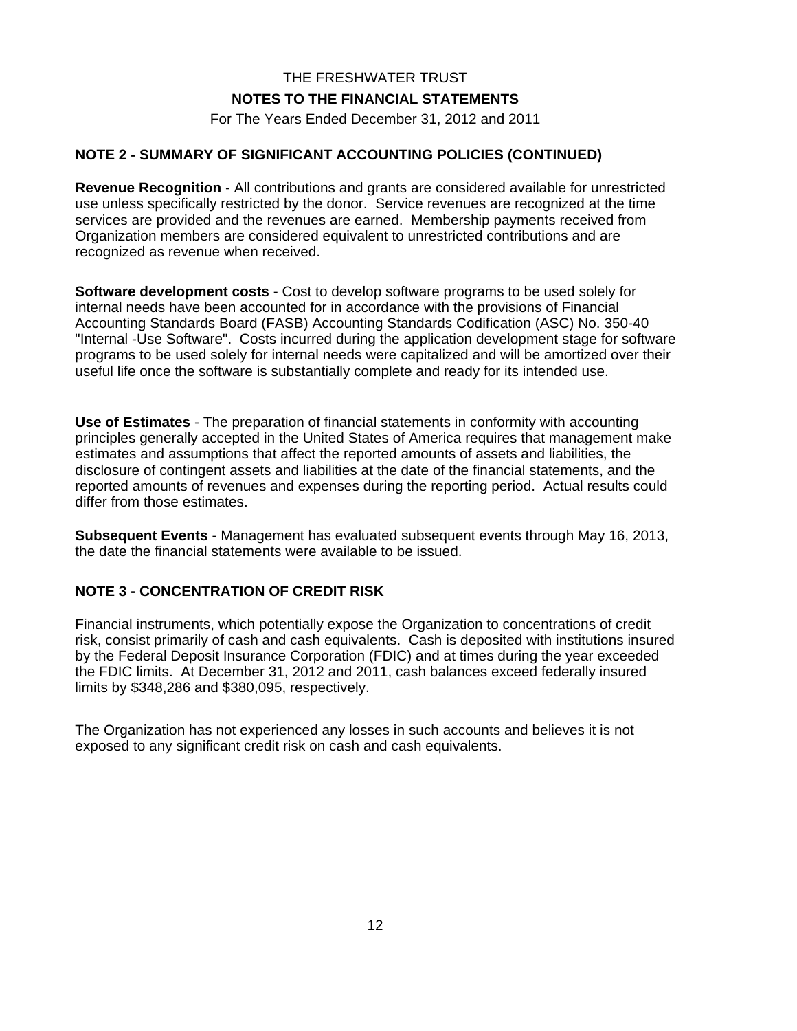THE FRESHWATER TRUST

**NOTES TO THE FINANCIAL STATEMENTS**

For The Years Ended December 31, 2012 and 2011

## NOTE 2 - SUMMARY OF SIGNIFICANT ACCOUNTING POLICIES (CONTINUED)

**Revenue Recognition** - All contributions and grants are considered available for unrestricted use unless specifically restricted by the donor. Service revenues are recognized at the time services are provided and the revenues are earned. Membership payments received from Organization members are considered equivalent to unrestricted contributions and are recognized as revenue when received.

**Software development costs** - Cost to develop software programs to be used solely for internal needs have been accounted for in accordance with the provisions of Financial Accounting Standards Board (FASB) Accounting Standards Codification (ASC) No. 350-40 "Internal -Use Software". Costs incurred during the application development stage for software programs to be used solely for internal needs were capitalized and will be amortized over their useful life once the software is substantially complete and ready for its intended use.

**Use of Estimates** - The preparation of financial statements in conformity with accounting principles generally accepted in the United States of America requires that management make estimates and assumptions that affect the reported amounts of assets and liabilities, the disclosure of contingent assets and liabilities at the date of the financial statements, and the reported amounts of revenues and expenses during the reporting period. Actual results could differ from those estimates.

**Subsequent Events** - Management has evaluated subsequent events through May 16, 2013, the date the financial statements were available to be issued.

## NOTE 3 - CONCENTRATION OF CREDIT RISK

Financial instruments, which potentially expose the Organization to concentrations of credit risk, consist primarily of cash and cash equivalents. Cash is deposited with institutions insured by the Federal Deposit Insurance Corporation (FDIC) and at times during the year exceeded the FDIC limits. At December 31, 2012 and 2011, cash balances exceed federally insured limits by $348,286 and $380,095, respectively.

The Organization has not experienced any losses in such accounts and believes it is not exposed to any significant credit risk on cash and cash equivalents.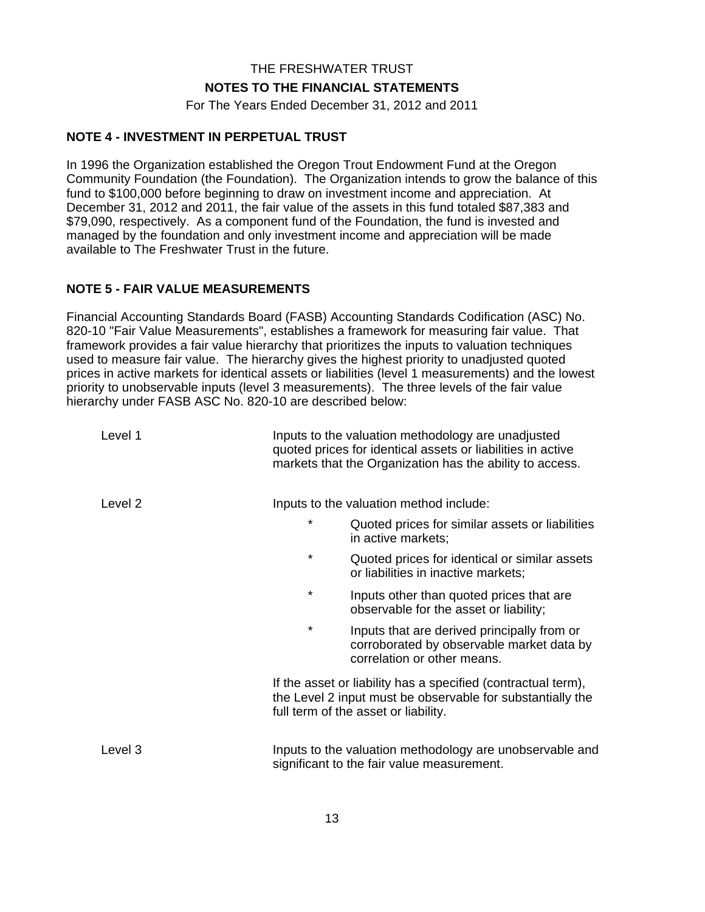THE FRESHWATER TRUST

**NOTES TO THE FINANCIAL STATEMENTS**

For The Years Ended December 31, 2012 and 2011

### NOTE 4 - INVESTMENT IN PERPETUAL TRUST

In 1996 the Organization established the Oregon Trout Endowment Fund at the Oregon Community Foundation (the Foundation). The Organization intends to grow the balance of this fund to $100,000 before beginning to draw on investment income and appreciation. At December 31, 2012 and 2011, the fair value of the assets in this fund totaled $87,383 and $79,090, respectively. As a component fund of the Foundation, the fund is invested and managed by the foundation and only investment income and appreciation will be made available to The Freshwater Trust in the future.

### NOTE 5 - FAIR VALUE MEASUREMENTS

Financial Accounting Standards Board (FASB) Accounting Standards Codification (ASC) No. 820-10 "Fair Value Measurements", establishes a framework for measuring fair value. That framework provides a fair value hierarchy that prioritizes the inputs to valuation techniques used to measure fair value. The hierarchy gives the highest priority to unadjusted quoted prices in active markets for identical assets or liabilities (level 1 measurements) and the lowest priority to unobservable inputs (level 3 measurements). The three levels of the fair value hierarchy under FASB ASC No. 820-10 are described below:

Level 1: Inputs to the valuation methodology are unadjusted quoted prices for identical assets or liabilities in active markets that the Organization has the ability to access.

Level 2: Inputs to the valuation method include:

- Quoted prices for similar assets or liabilities in active markets;
- Quoted prices for identical or similar assets or liabilities in inactive markets;
- Inputs other than quoted prices that are observable for the asset or liability;
- Inputs that are derived principally from or corroborated by observable market data by correlation or other means.

If the asset or liability has a specified (contractual term), the Level 2 input must be observable for substantially the full term of the asset or liability.

Level 3: Inputs to the valuation methodology are unobservable and significant to the fair value measurement.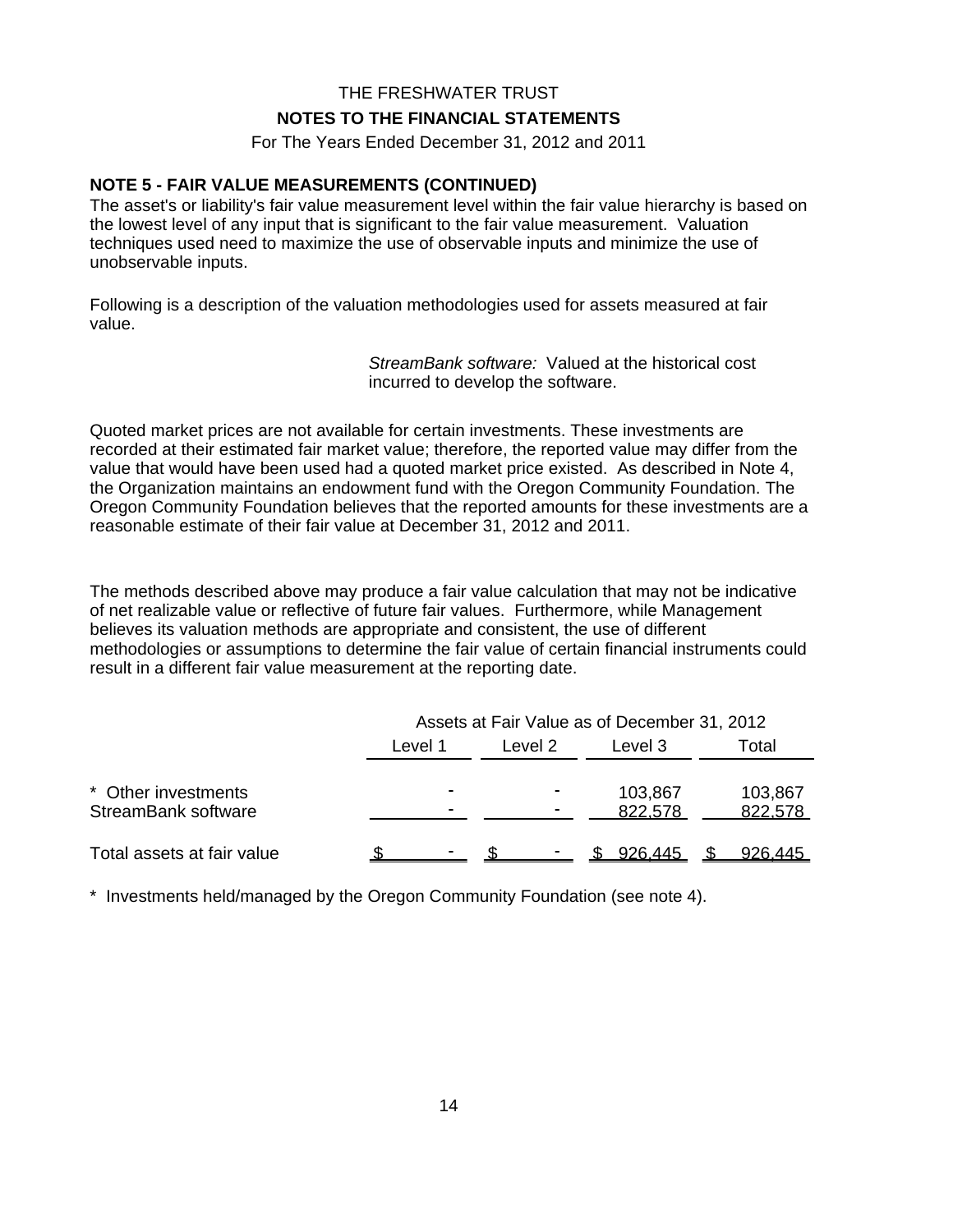THE FRESHWATER TRUST

**NOTES TO THE FINANCIAL STATEMENTS**

For The Years Ended December 31, 2012 and 2011

**NOTE 5 - FAIR VALUE MEASUREMENTS (CONTINUED)**

The asset's or liability's fair value measurement level within the fair value hierarchy is based on the lowest level of any input that is significant to the fair value measurement. Valuation techniques used need to maximize the use of observable inputs and minimize the use of unobservable inputs.

Following is a description of the valuation methodologies used for assets measured at fair value.

*StreamBank software:* Valued at the historical cost incurred to develop the software.

Quoted market prices are not available for certain investments. These investments are recorded at their estimated fair market value; therefore, the reported value may differ from the value that would have been used had a quoted market price existed. As described in Note 4, the Organization maintains an endowment fund with the Oregon Community Foundation. The Oregon Community Foundation believes that the reported amounts for these investments are a reasonable estimate of their fair value at December 31, 2012 and 2011.

The methods described above may produce a fair value calculation that may not be indicative of net realizable value or reflective of future fair values. Furthermore, while Management believes its valuation methods are appropriate and consistent, the use of different methodologies or assumptions to determine the fair value of certain financial instruments could result in a different fair value measurement at the reporting date.

| | Assets at Fair Value as of December 31, 2012 | | | |
|---|---|---|---|---|
| | Level 1 | Level 2 | Level 3 | Total |
| * Other investments | - | - | 103,867 | 103,867 |
| StreamBank software | - | - | 822,578 | 822,578 |
| Total assets at fair value | $ - | $ - | $ 926,445 | $ 926,445 |

* Investments held/managed by the Oregon Community Foundation (see note 4).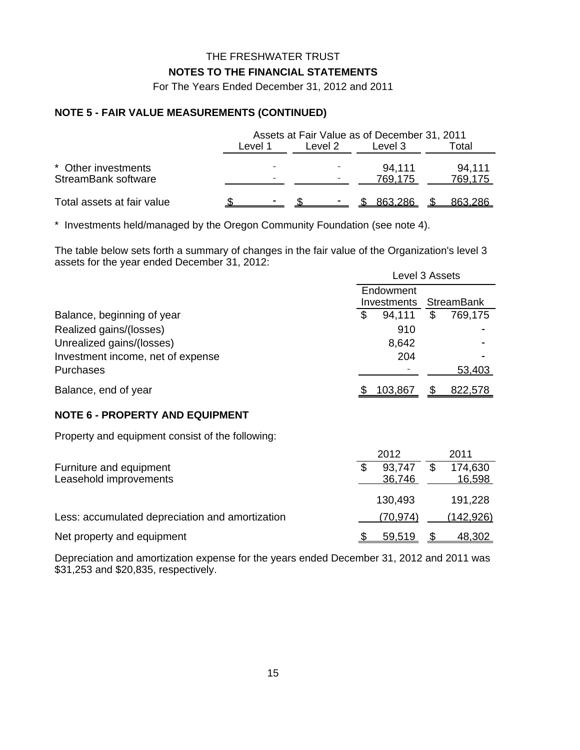THE FRESHWATER TRUST

**NOTES TO THE FINANCIAL STATEMENTS**

For The Years Ended December 31, 2012 and 2011

## NOTE 5 - FAIR VALUE MEASUREMENTS (CONTINUED)

| | Assets at Fair Value as of December 31, 2011 | | | |
|---|---|---|---|---|
| | Level 1 | Level 2 | Level 3 | Total |
| * Other investments | - | - | 94,111 | 94,111 |
| StreamBank software | - | - | 769,175 | 769,175 |
| Total assets at fair value | $ - | $ - | $ 863,286 | $ 863,286 |

* Investments held/managed by the Oregon Community Foundation (see note 4).

The table below sets forth a summary of changes in the fair value of the Organization's level 3 assets for the year ended December 31, 2012:

| | Level 3 Assets | |
|---|---|---|
| | Endowment Investments | StreamBank |
| Balance, beginning of year | $ 94,111 | $ 769,175 |
| Realized gains/(losses) | 910 | - |
| Unrealized gains/(losses) | 8,642 | - |
| Investment income, net of expense | 204 | - |
| Purchases | - | 53,403 |
| Balance, end of year | $ 103,867 | $ 822,578 |

## NOTE 6 - PROPERTY AND EQUIPMENT

Property and equipment consist of the following:

| | 2012 | 2011 |
|---|---|---|
| Furniture and equipment | $ 93,747 | $ 174,630 |
| Leasehold improvements | 36,746 | 16,598 |
| | 130,493 | 191,228 |
| Less: accumulated depreciation and amortization | (70,974) | (142,926) |
| Net property and equipment | $ 59,519 | $ 48,302 |

Depreciation and amortization expense for the years ended December 31, 2012 and 2011 was $31,253 and $20,835, respectively.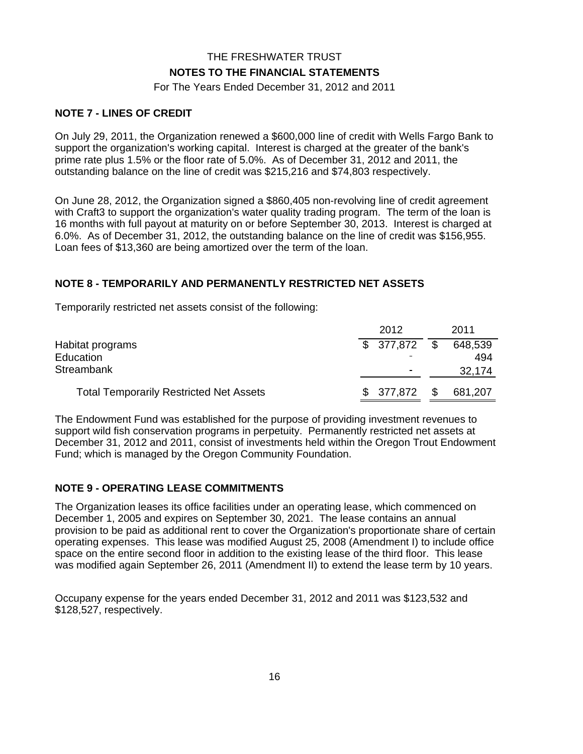THE FRESHWATER TRUST

**NOTES TO THE FINANCIAL STATEMENTS**

For The Years Ended December 31, 2012 and 2011

## NOTE 7 - LINES OF CREDIT

On July 29, 2011, the Organization renewed a $600,000 line of credit with Wells Fargo Bank to support the organization's working capital. Interest is charged at the greater of the bank's prime rate plus 1.5% or the floor rate of 5.0%. As of December 31, 2012 and 2011, the outstanding balance on the line of credit was $215,216 and $74,803 respectively.

On June 28, 2012, the Organization signed a $860,405 non-revolving line of credit agreement with Craft3 to support the organization's water quality trading program. The term of the loan is 16 months with full payout at maturity on or before September 30, 2013. Interest is charged at 6.0%. As of December 31, 2012, the outstanding balance on the line of credit was $156,955. Loan fees of $13,360 are being amortized over the term of the loan.

## NOTE 8 - TEMPORARILY AND PERMANENTLY RESTRICTED NET ASSETS

Temporarily restricted net assets consist of the following:

| | 2012 | 2011 |
|---|---|---|
| Habitat programs | $ 377,872 | $ 648,539 |
| Education | - | 494 |
| Streambank | - | 32,174 |
| Total Temporarily Restricted Net Assets | $ 377,872 | $ 681,207 |

The Endowment Fund was established for the purpose of providing investment revenues to support wild fish conservation programs in perpetuity. Permanently restricted net assets at December 31, 2012 and 2011, consist of investments held within the Oregon Trout Endowment Fund; which is managed by the Oregon Community Foundation.

## NOTE 9 - OPERATING LEASE COMMITMENTS

The Organization leases its office facilities under an operating lease, which commenced on December 1, 2005 and expires on September 30, 2021. The lease contains an annual provision to be paid as additional rent to cover the Organization's proportionate share of certain operating expenses. This lease was modified August 25, 2008 (Amendment I) to include office space on the entire second floor in addition to the existing lease of the third floor. This lease was modified again September 26, 2011 (Amendment II) to extend the lease term by 10 years.

Occupany expense for the years ended December 31, 2012 and 2011 was $123,532 and $128,527, respectively.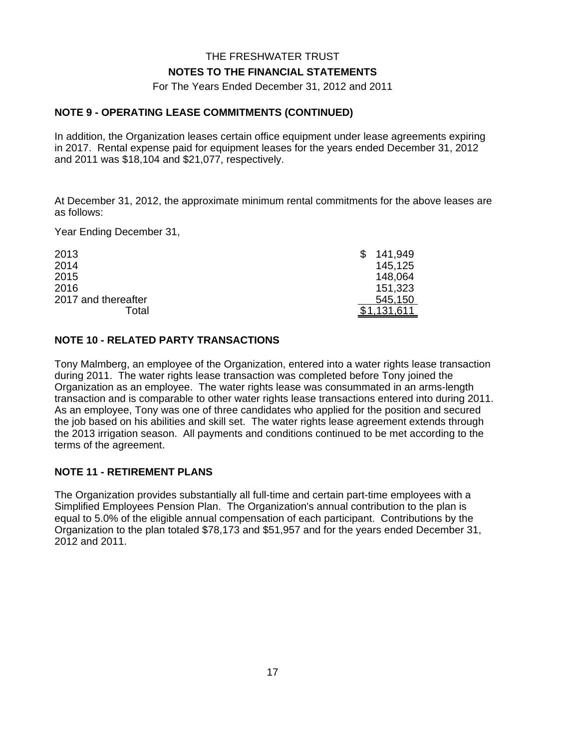THE FRESHWATER TRUST

**NOTES TO THE FINANCIAL STATEMENTS**

For The Years Ended December 31, 2012 and 2011

## NOTE 9 - OPERATING LEASE COMMITMENTS (CONTINUED)

In addition, the Organization leases certain office equipment under lease agreements expiring in 2017. Rental expense paid for equipment leases for the years ended December 31, 2012 and 2011 was $18,104 and $21,077, respectively.

At December 31, 2012, the approximate minimum rental commitments for the above leases are as follows:

Year Ending December 31,

| | |
|---|---|
| 2013 | $ 141,949 |
| 2014 | 145,125 |
| 2015 | 148,064 |
| 2016 | 151,323 |
| 2017 and thereafter | 545,150 |
| Total | $1,131,611 |

## NOTE 10 - RELATED PARTY TRANSACTIONS

Tony Malmberg, an employee of the Organization, entered into a water rights lease transaction during 2011. The water rights lease transaction was completed before Tony joined the Organization as an employee. The water rights lease was consummated in an arms-length transaction and is comparable to other water rights lease transactions entered into during 2011. As an employee, Tony was one of three candidates who applied for the position and secured the job based on his abilities and skill set. The water rights lease agreement extends through the 2013 irrigation season. All payments and conditions continued to be met according to the terms of the agreement.

## NOTE 11 - RETIREMENT PLANS

The Organization provides substantially all full-time and certain part-time employees with a Simplified Employees Pension Plan. The Organization's annual contribution to the plan is equal to 5.0% of the eligible annual compensation of each participant. Contributions by the Organization to the plan totaled $78,173 and $51,957 and for the years ended December 31, 2012 and 2011.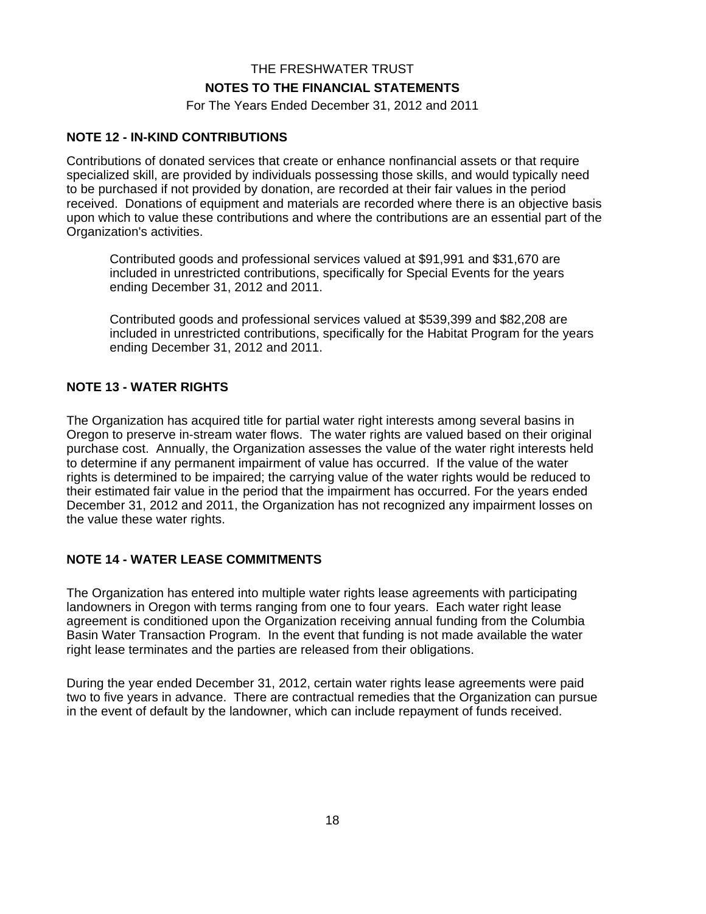THE FRESHWATER TRUST

**NOTES TO THE FINANCIAL STATEMENTS**

For The Years Ended December 31, 2012 and 2011

**NOTE 12 - IN-KIND CONTRIBUTIONS**

Contributions of donated services that create or enhance nonfinancial assets or that require specialized skill, are provided by individuals possessing those skills, and would typically need to be purchased if not provided by donation, are recorded at their fair values in the period received. Donations of equipment and materials are recorded where there is an objective basis upon which to value these contributions and where the contributions are an essential part of the Organization's activities.

Contributed goods and professional services valued at $91,991 and $31,670 are included in unrestricted contributions, specifically for Special Events for the years ending December 31, 2012 and 2011.

Contributed goods and professional services valued at $539,399 and $82,208 are included in unrestricted contributions, specifically for the Habitat Program for the years ending December 31, 2012 and 2011.

**NOTE 13 - WATER RIGHTS**

The Organization has acquired title for partial water right interests among several basins in Oregon to preserve in-stream water flows. The water rights are valued based on their original purchase cost. Annually, the Organization assesses the value of the water right interests held to determine if any permanent impairment of value has occurred. If the value of the water rights is determined to be impaired; the carrying value of the water rights would be reduced to their estimated fair value in the period that the impairment has occurred. For the years ended December 31, 2012 and 2011, the Organization has not recognized any impairment losses on the value these water rights.

**NOTE 14 - WATER LEASE COMMITMENTS**

The Organization has entered into multiple water rights lease agreements with participating landowners in Oregon with terms ranging from one to four years. Each water right lease agreement is conditioned upon the Organization receiving annual funding from the Columbia Basin Water Transaction Program. In the event that funding is not made available the water right lease terminates and the parties are released from their obligations.

During the year ended December 31, 2012, certain water rights lease agreements were paid two to five years in advance. There are contractual remedies that the Organization can pursue in the event of default by the landowner, which can include repayment of funds received.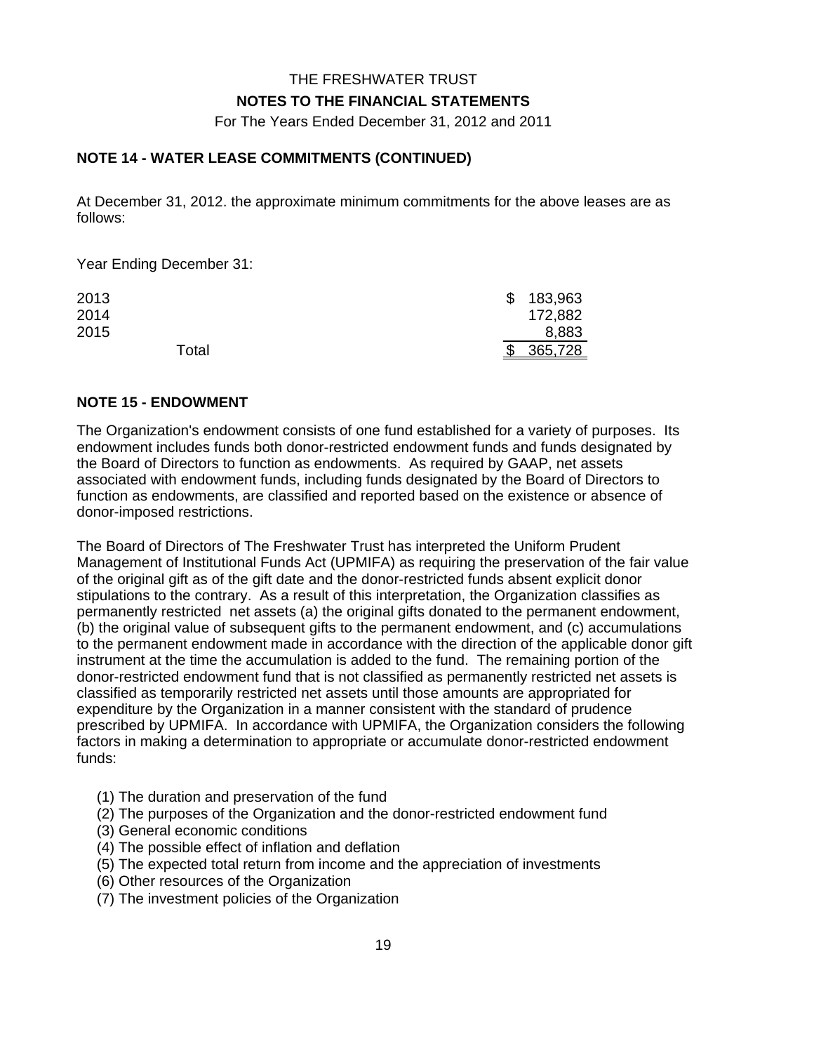## NOTE 14 - WATER LEASE COMMITMENTS (CONTINUED)

At December 31, 2012. the approximate minimum commitments for the above leases are as follows:

Year Ending December 31:

| | |
|---|---|
| 2013 | $ 183,963 |
| 2014 | 172,882 |
| 2015 | 8,883 |
| Total | $ 365,728 |

## NOTE 15 - ENDOWMENT

The Organization's endowment consists of one fund established for a variety of purposes. Its endowment includes funds both donor-restricted endowment funds and funds designated by the Board of Directors to function as endowments. As required by GAAP, net assets associated with endowment funds, including funds designated by the Board of Directors to function as endowments, are classified and reported based on the existence or absence of donor-imposed restrictions.

The Board of Directors of The Freshwater Trust has interpreted the Uniform Prudent Management of Institutional Funds Act (UPMIFA) as requiring the preservation of the fair value of the original gift as of the gift date and the donor-restricted funds absent explicit donor stipulations to the contrary. As a result of this interpretation, the Organization classifies as permanently restricted net assets (a) the original gifts donated to the permanent endowment, (b) the original value of subsequent gifts to the permanent endowment, and (c) accumulations to the permanent endowment made in accordance with the direction of the applicable donor gift instrument at the time the accumulation is added to the fund. The remaining portion of the donor-restricted endowment fund that is not classified as permanently restricted net assets is classified as temporarily restricted net assets until those amounts are appropriated for expenditure by the Organization in a manner consistent with the standard of prudence prescribed by UPMIFA. In accordance with UPMIFA, the Organization considers the following factors in making a determination to appropriate or accumulate donor-restricted endowment funds:

(1) The duration and preservation of the fund
(2) The purposes of the Organization and the donor-restricted endowment fund
(3) General economic conditions
(4) The possible effect of inflation and deflation
(5) The expected total return from income and the appreciation of investments
(6) Other resources of the Organization
(7) The investment policies of the Organization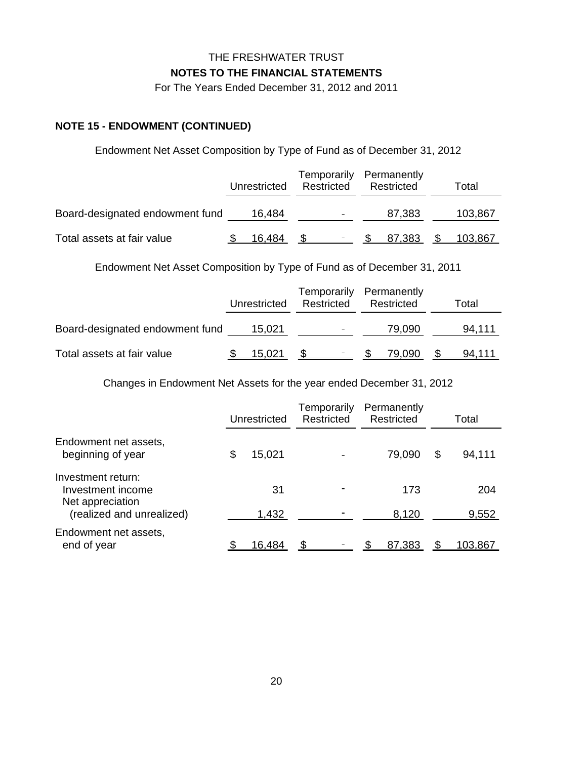THE FRESHWATER TRUST

**NOTES TO THE FINANCIAL STATEMENTS**

For The Years Ended December 31, 2012 and 2011

## NOTE 15 - ENDOWMENT (CONTINUED)

Endowment Net Asset Composition by Type of Fund as of December 31, 2012

| | Unrestricted | Temporarily Restricted | Permanently Restricted | Total |
|---|---|---|---|---|
| Board-designated endowment fund | 16,484 | - | 87,383 | 103,867 |
| Total assets at fair value | $ 16,484 | $ - | $ 87,383 | $ 103,867 |

Endowment Net Asset Composition by Type of Fund as of December 31, 2011

| | Unrestricted | Temporarily Restricted | Permanently Restricted | Total |
|---|---|---|---|---|
| Board-designated endowment fund | 15,021 | - | 79,090 | 94,111 |
| Total assets at fair value | $ 15,021 | $ - | $ 79,090 | $ 94,111 |

Changes in Endowment Net Assets for the year ended December 31, 2012

| | Unrestricted | Temporarily Restricted | Permanently Restricted | Total |
|---|---|---|---|---|
| Endowment net assets, beginning of year | $ 15,021 | - | 79,090 | $ 94,111 |
| Investment return: | | | | |
| Investment income | 31 | - | 173 | 204 |
| Net appreciation (realized and unrealized) | 1,432 | - | 8,120 | 9,552 |
| Endowment net assets, end of year | $ 16,484 | $ - | $ 87,383 | $ 103,867 |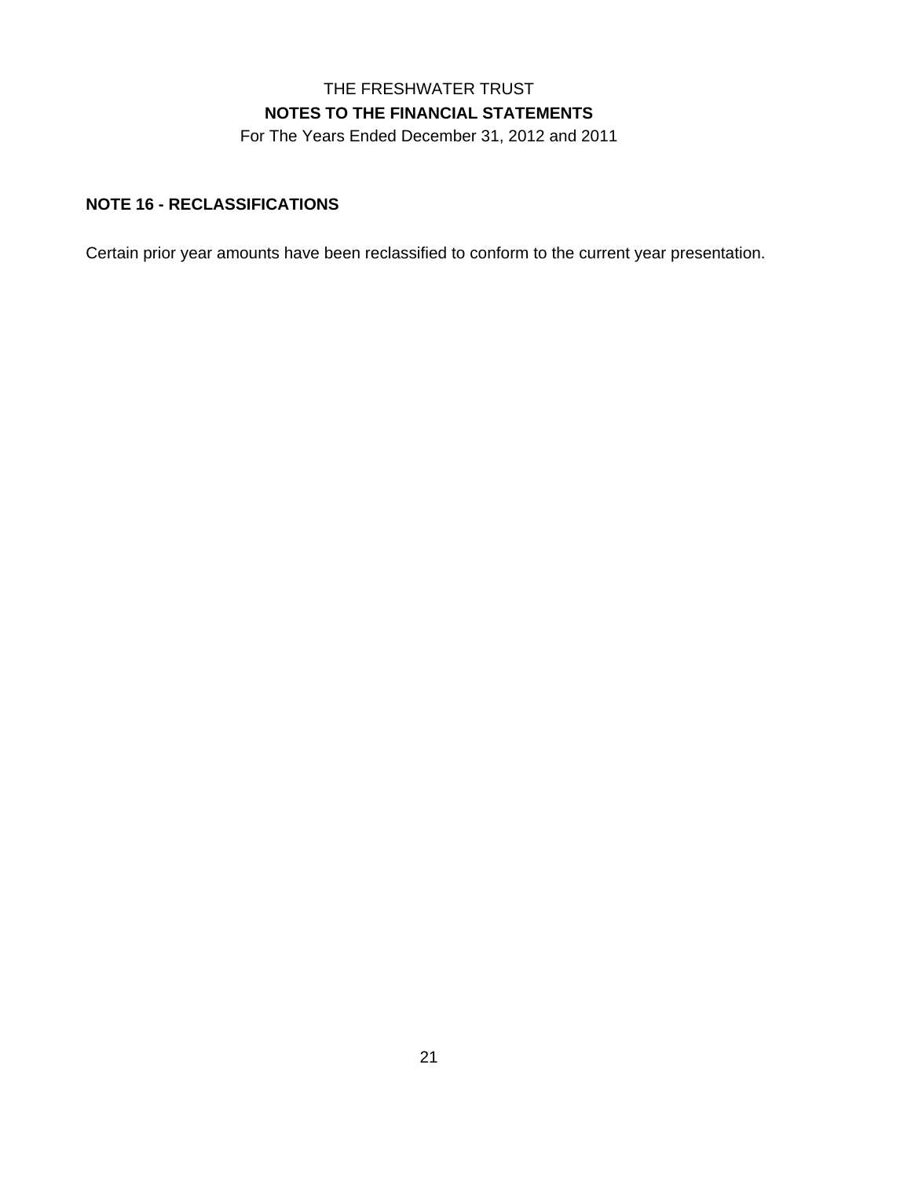THE FRESHWATER TRUST
**NOTES TO THE FINANCIAL STATEMENTS**
For The Years Ended December 31, 2012 and 2011

**NOTE 16 - RECLASSIFICATIONS**

Certain prior year amounts have been reclassified to conform to the current year presentation.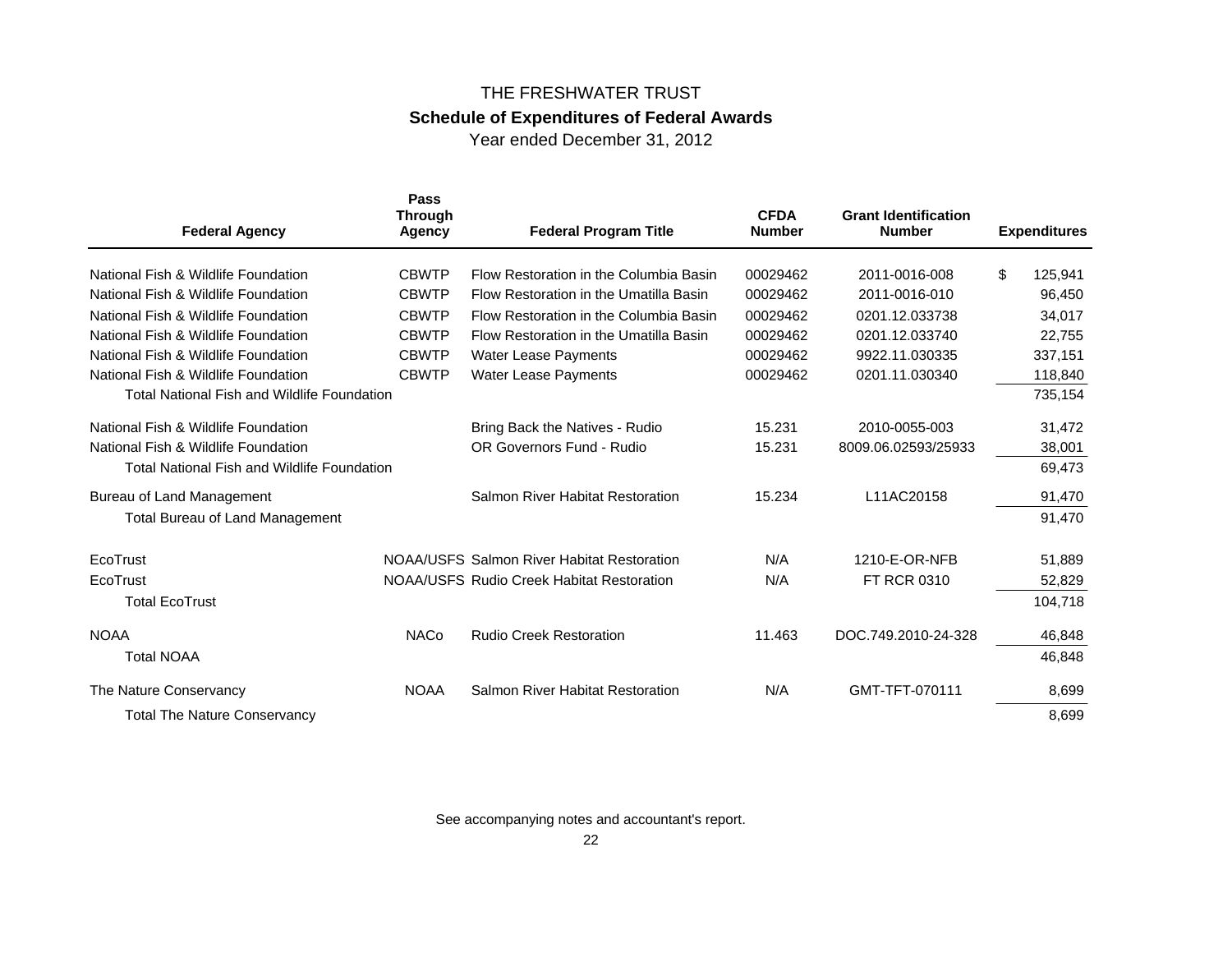# THE FRESHWATER TRUST

## Schedule of Expenditures of Federal Awards

Year ended December 31, 2012

| Federal Agency | Pass Through Agency | Federal Program Title | CFDA Number | Grant Identification Number | Expenditures |
|---|---|---|---|---|---|
| National Fish & Wildlife Foundation | CBWTP | Flow Restoration in the Columbia Basin | 00029462 | 2011-0016-008 | $ 125,941 |
| National Fish & Wildlife Foundation | CBWTP | Flow Restoration in the Umatilla Basin | 00029462 | 2011-0016-010 | 96,450 |
| National Fish & Wildlife Foundation | CBWTP | Flow Restoration in the Columbia Basin | 00029462 | 0201.12.033738 | 34,017 |
| National Fish & Wildlife Foundation | CBWTP | Flow Restoration in the Umatilla Basin | 00029462 | 0201.12.033740 | 22,755 |
| National Fish & Wildlife Foundation | CBWTP | Water Lease Payments | 00029462 | 9922.11.030335 | 337,151 |
| National Fish & Wildlife Foundation | CBWTP | Water Lease Payments | 00029462 | 0201.11.030340 | 118,840 |
| Total National Fish and Wildlife Foundation | | | | | 735,154 |
| National Fish & Wildlife Foundation | | Bring Back the Natives - Rudio | 15.231 | 2010-0055-003 | 31,472 |
| National Fish & Wildlife Foundation | | OR Governors Fund - Rudio | 15.231 | 8009.06.02593/25933 | 38,001 |
| Total National Fish and Wildlife Foundation | | | | | 69,473 |
| Bureau of Land Management | | Salmon River Habitat Restoration | 15.234 | L11AC20158 | 91,470 |
| Total Bureau of Land Management | | | | | 91,470 |
| EcoTrust | NOAA/USFS | Salmon River Habitat Restoration | N/A | 1210-E-OR-NFB | 51,889 |
| EcoTrust | NOAA/USFS | Rudio Creek Habitat Restoration | N/A | FT RCR 0310 | 52,829 |
| Total EcoTrust | | | | | 104,718 |
| NOAA | NACo | Rudio Creek Restoration | 11.463 | DOC.749.2010-24-328 | 46,848 |
| Total NOAA | | | | | 46,848 |
| The Nature Conservancy | NOAA | Salmon River Habitat Restoration | N/A | GMT-TFT-070111 | 8,699 |
| Total The Nature Conservancy | | | | | 8,699 |

See accompanying notes and accountant's report.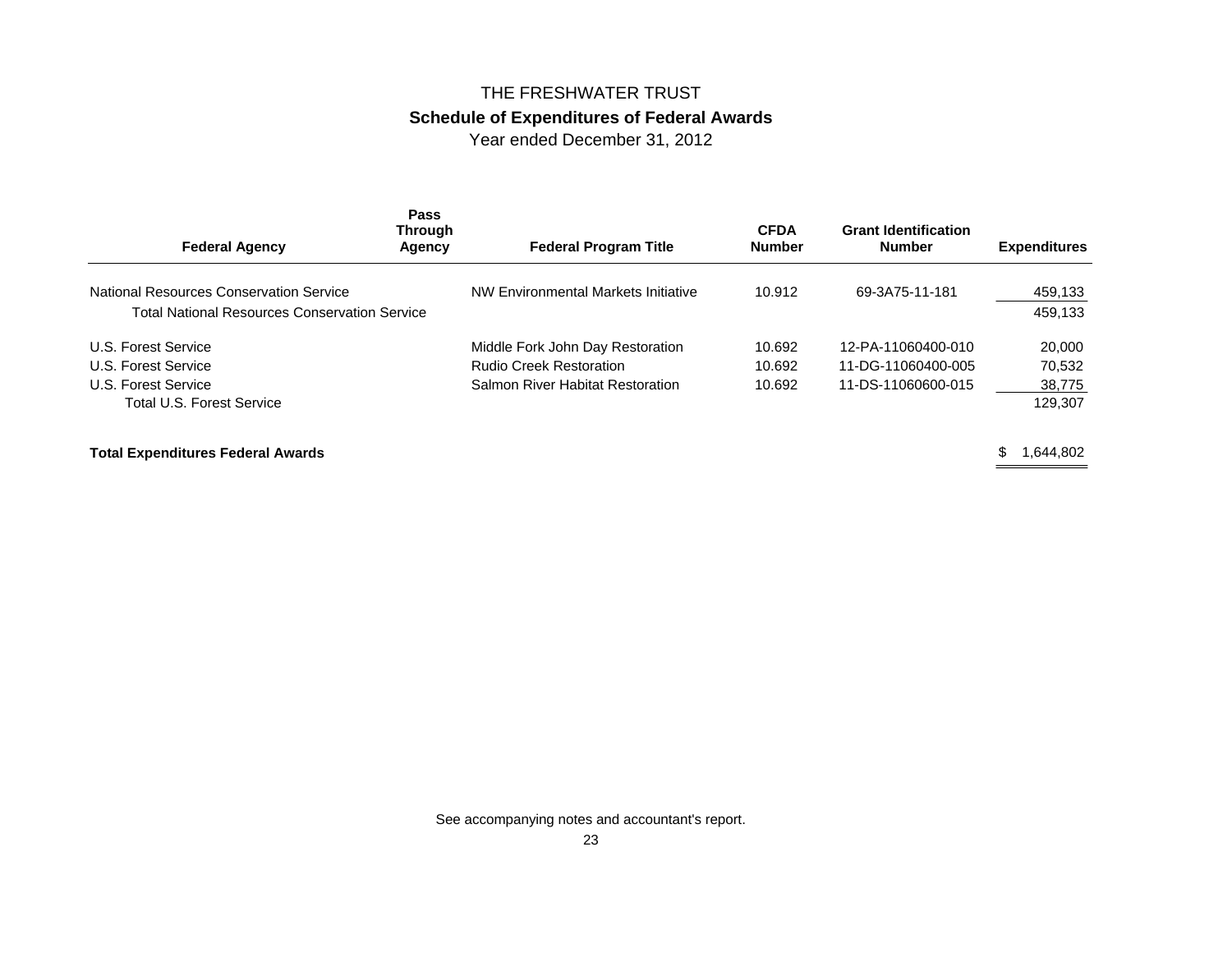# THE FRESHWATER TRUST

## Schedule of Expenditures of Federal Awards

Year ended December 31, 2012

| Federal Agency | Pass Through Agency | Federal Program Title | CFDA Number | Grant Identification Number | Expenditures |
|---|---|---|---|---|---|
| National Resources Conservation Service | | NW Environmental Markets Initiative | 10.912 | 69-3A75-11-181 | 459,133 |
| Total National Resources Conservation Service | | | | | 459,133 |
| U.S. Forest Service | | Middle Fork John Day Restoration | 10.692 | 12-PA-11060400-010 | 20,000 |
| U.S. Forest Service | | Rudio Creek Restoration | 10.692 | 11-DG-11060400-005 | 70,532 |
| U.S. Forest Service | | Salmon River Habitat Restoration | 10.692 | 11-DS-11060600-015 | 38,775 |
| Total U.S. Forest Service | | | | | 129,307 |
| **Total Expenditures Federal Awards** | | | | | $ 1,644,802 |

See accompanying notes and accountant's report.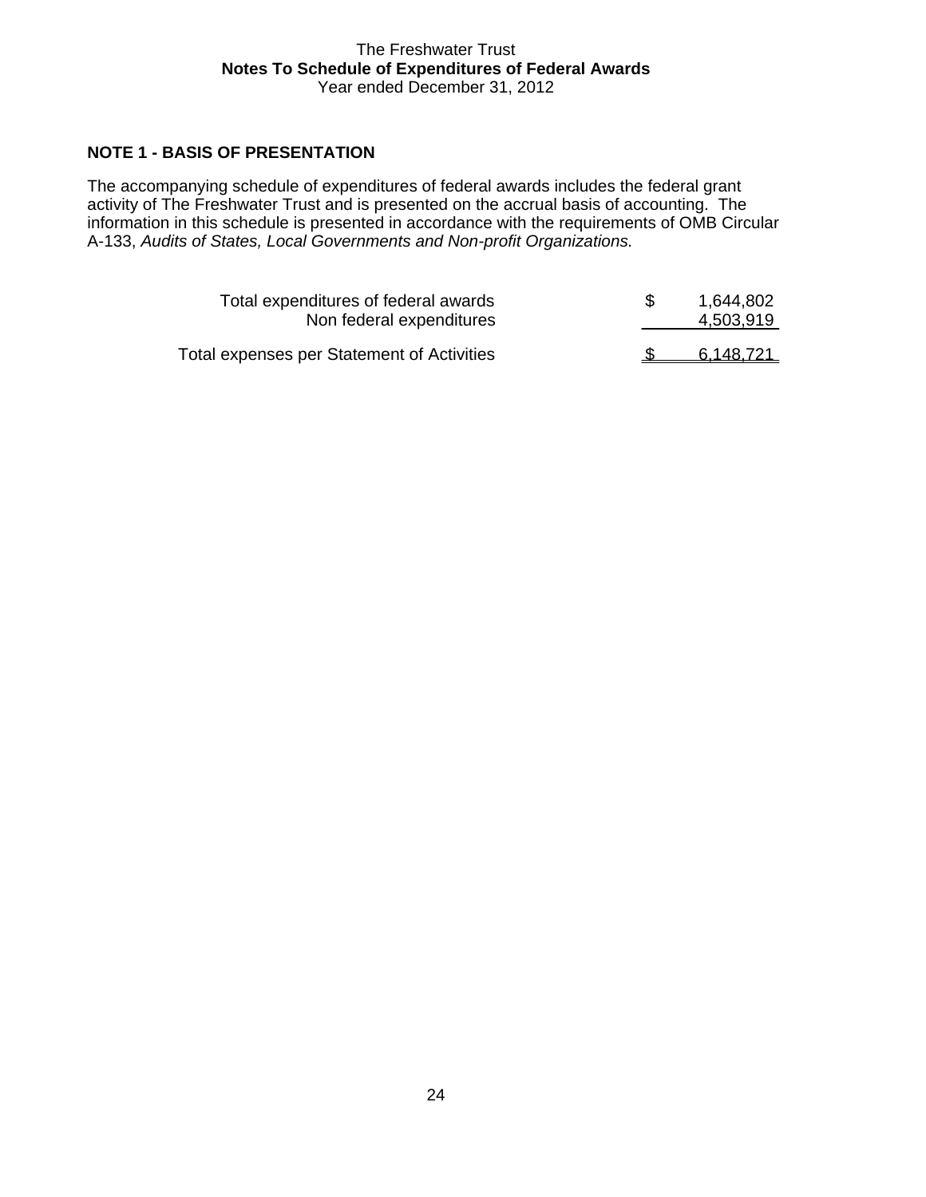The Freshwater Trust
**Notes To Schedule of Expenditures of Federal Awards**
Year ended December 31, 2012

### NOTE 1 - BASIS OF PRESENTATION

The accompanying schedule of expenditures of federal awards includes the federal grant activity of The Freshwater Trust and is presented on the accrual basis of accounting. The information in this schedule is presented in accordance with the requirements of OMB Circular A-133, *Audits of States, Local Governments and Non-profit Organizations.*

| | | |
|---|---|---|
| Total expenditures of federal awards | $ | 1,644,802 |
| Non federal expenditures | | 4,503,919 |
| Total expenses per Statement of Activities | $ | 6,148,721 |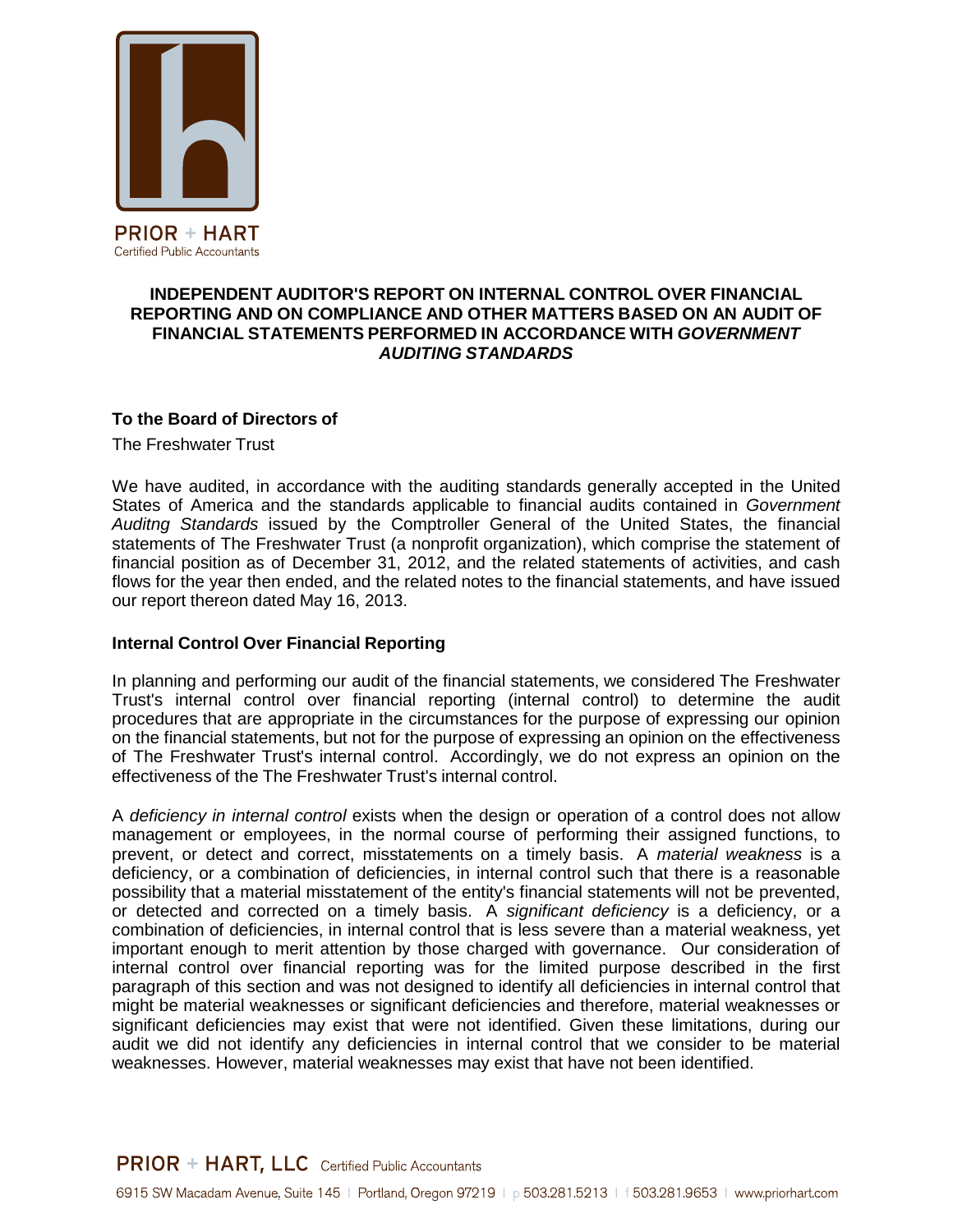PRIOR + HART
Certified Public Accountants

# INDEPENDENT AUDITOR'S REPORT ON INTERNAL CONTROL OVER FINANCIAL REPORTING AND ON COMPLIANCE AND OTHER MATTERS BASED ON AN AUDIT OF FINANCIAL STATEMENTS PERFORMED IN ACCORDANCE WITH *GOVERNMENT AUDITING STANDARDS*

**To the Board of Directors of**

The Freshwater Trust

We have audited, in accordance with the auditing standards generally accepted in the United States of America and the standards applicable to financial audits contained in *Government Auditng Standards* issued by the Comptroller General of the United States, the financial statements of The Freshwater Trust (a nonprofit organization), which comprise the statement of financial position as of December 31, 2012, and the related statements of activities, and cash flows for the year then ended, and the related notes to the financial statements, and have issued our report thereon dated May 16, 2013.

## Internal Control Over Financial Reporting

In planning and performing our audit of the financial statements, we considered The Freshwater Trust's internal control over financial reporting (internal control) to determine the audit procedures that are appropriate in the circumstances for the purpose of expressing our opinion on the financial statements, but not for the purpose of expressing an opinion on the effectiveness of The Freshwater Trust's internal control. Accordingly, we do not express an opinion on the effectiveness of the The Freshwater Trust's internal control.

A *deficiency in internal control* exists when the design or operation of a control does not allow management or employees, in the normal course of performing their assigned functions, to prevent, or detect and correct, misstatements on a timely basis. A *material weakness* is a deficiency, or a combination of deficiencies, in internal control such that there is a reasonable possibility that a material misstatement of the entity's financial statements will not be prevented, or detected and corrected on a timely basis. A *significant deficiency* is a deficiency, or a combination of deficiencies, in internal control that is less severe than a material weakness, yet important enough to merit attention by those charged with governance. Our consideration of internal control over financial reporting was for the limited purpose described in the first paragraph of this section and was not designed to identify all deficiencies in internal control that might be material weaknesses or significant deficiencies and therefore, material weaknesses or significant deficiencies may exist that were not identified. Given these limitations, during our audit we did not identify any deficiencies in internal control that we consider to be material weaknesses. However, material weaknesses may exist that have not been identified.

PRIOR + HART, LLC Certified Public Accountants
6915 SW Macadam Avenue, Suite 145 | Portland, Oregon 97219 | p 503.281.5213 | f 503.281.9653 | www.priorhart.com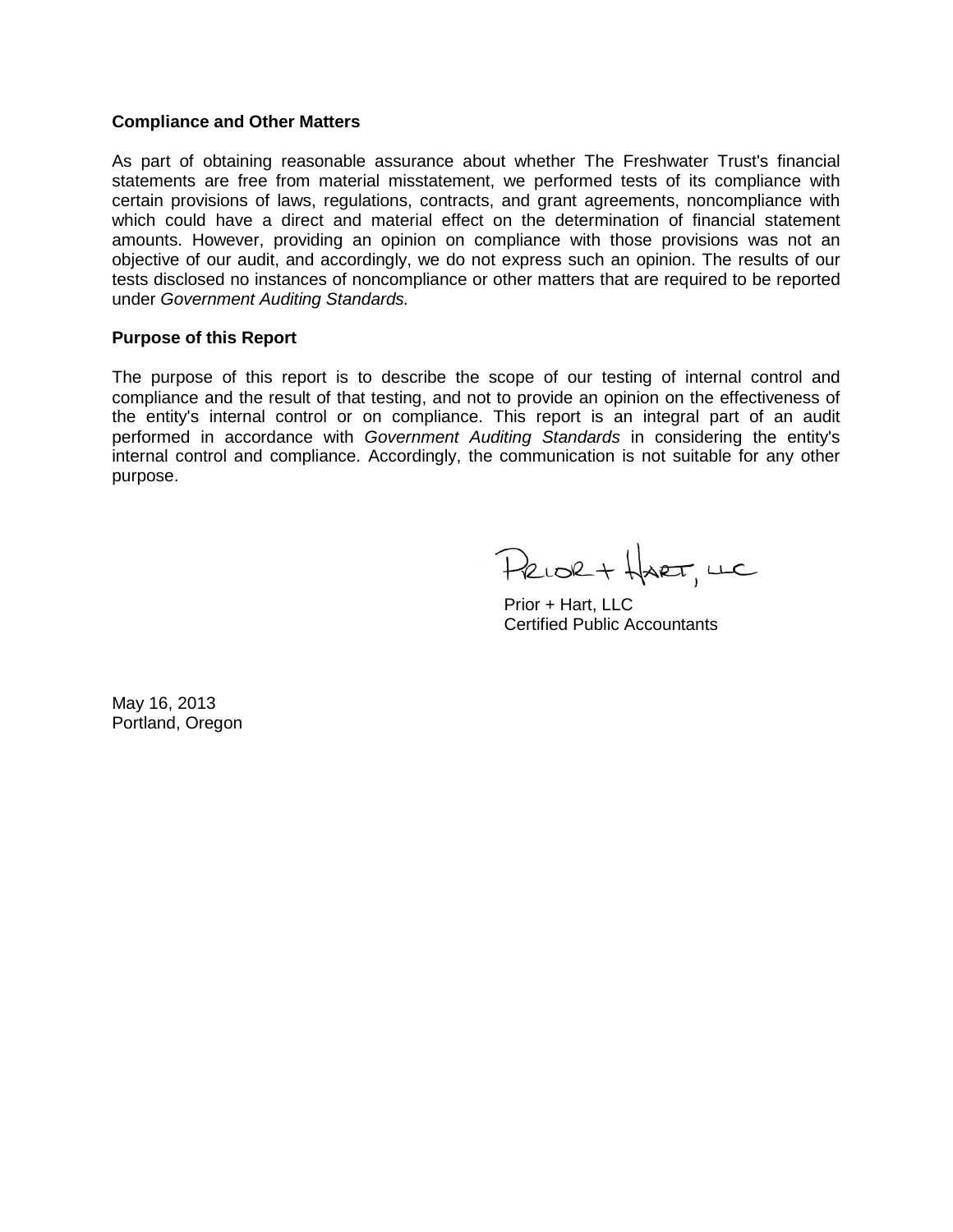**Compliance and Other Matters**

As part of obtaining reasonable assurance about whether The Freshwater Trust's financial statements are free from material misstatement, we performed tests of its compliance with certain provisions of laws, regulations, contracts, and grant agreements, noncompliance with which could have a direct and material effect on the determination of financial statement amounts. However, providing an opinion on compliance with those provisions was not an objective of our audit, and accordingly, we do not express such an opinion. The results of our tests disclosed no instances of noncompliance or other matters that are required to be reported under *Government Auditing Standards.*

**Purpose of this Report**

The purpose of this report is to describe the scope of our testing of internal control and compliance and the result of that testing, and not to provide an opinion on the effectiveness of the entity's internal control or on compliance. This report is an integral part of an audit performed in accordance with *Government Auditing Standards* in considering the entity's internal control and compliance. Accordingly, the communication is not suitable for any other purpose.

Prior + Hart, LLC

Prior + Hart, LLC
Certified Public Accountants

May 16, 2013
Portland, Oregon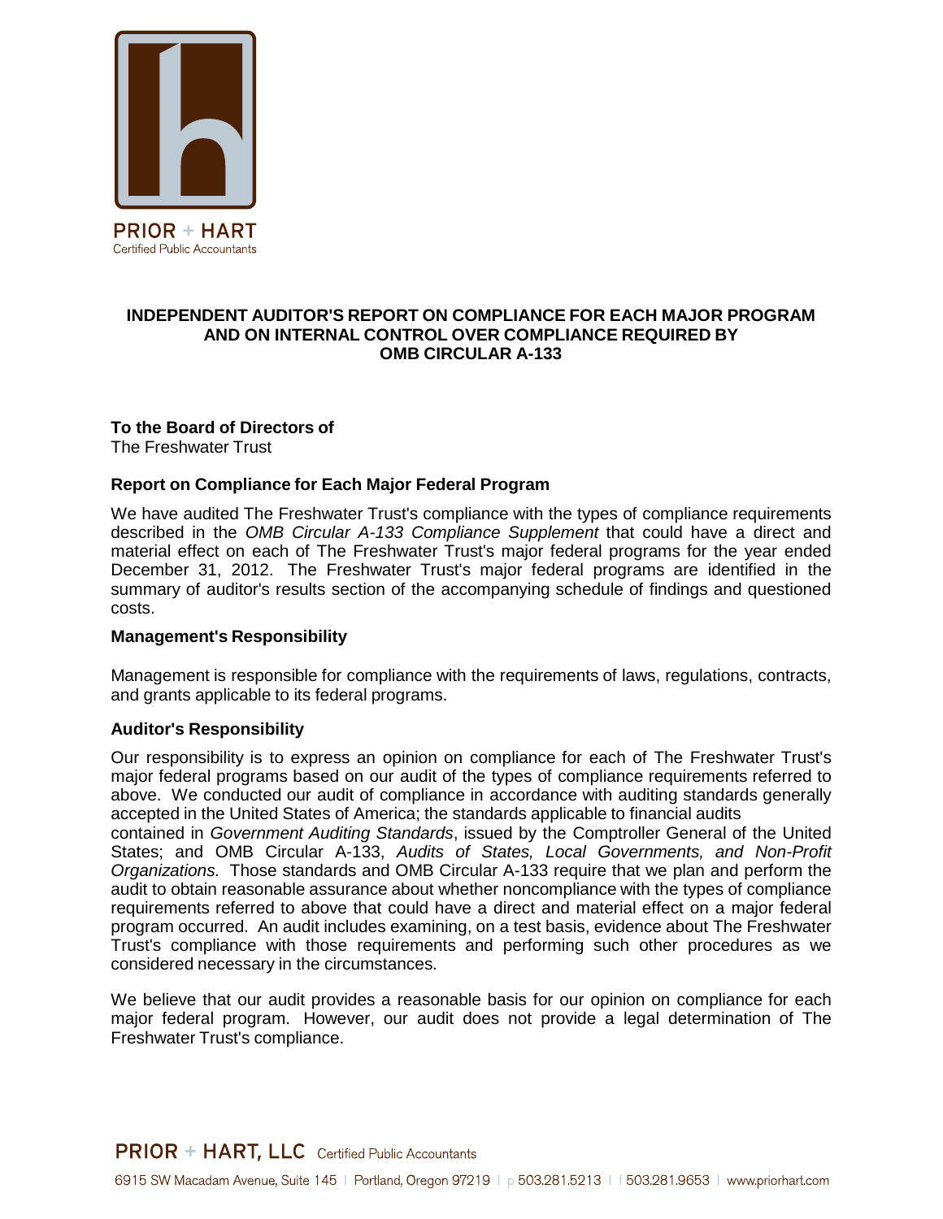PRIOR + HART
Certified Public Accountants

# INDEPENDENT AUDITOR'S REPORT ON COMPLIANCE FOR EACH MAJOR PROGRAM AND ON INTERNAL CONTROL OVER COMPLIANCE REQUIRED BY OMB CIRCULAR A-133

**To the Board of Directors of**
The Freshwater Trust

## Report on Compliance for Each Major Federal Program

We have audited The Freshwater Trust's compliance with the types of compliance requirements described in the *OMB Circular A-133 Compliance Supplement* that could have a direct and material effect on each of The Freshwater Trust's major federal programs for the year ended December 31, 2012. The Freshwater Trust's major federal programs are identified in the summary of auditor's results section of the accompanying schedule of findings and questioned costs.

### Management's Responsibility

Management is responsible for compliance with the requirements of laws, regulations, contracts, and grants applicable to its federal programs.

### Auditor's Responsibility

Our responsibility is to express an opinion on compliance for each of The Freshwater Trust's major federal programs based on our audit of the types of compliance requirements referred to above. We conducted our audit of compliance in accordance with auditing standards generally accepted in the United States of America; the standards applicable to financial audits contained in *Government Auditing Standards*, issued by the Comptroller General of the United States; and OMB Circular A-133, *Audits of States, Local Governments, and Non-Profit Organizations.* Those standards and OMB Circular A-133 require that we plan and perform the audit to obtain reasonable assurance about whether noncompliance with the types of compliance requirements referred to above that could have a direct and material effect on a major federal program occurred. An audit includes examining, on a test basis, evidence about The Freshwater Trust's compliance with those requirements and performing such other procedures as we considered necessary in the circumstances.

We believe that our audit provides a reasonable basis for our opinion on compliance for each major federal program. However, our audit does not provide a legal determination of The Freshwater Trust's compliance.

PRIOR + HART, LLC Certified Public Accountants
6915 SW Macadam Avenue, Suite 145 | Portland, Oregon 97219 | p 503.281.5213 | f 503.281.9653 | www.priorhart.com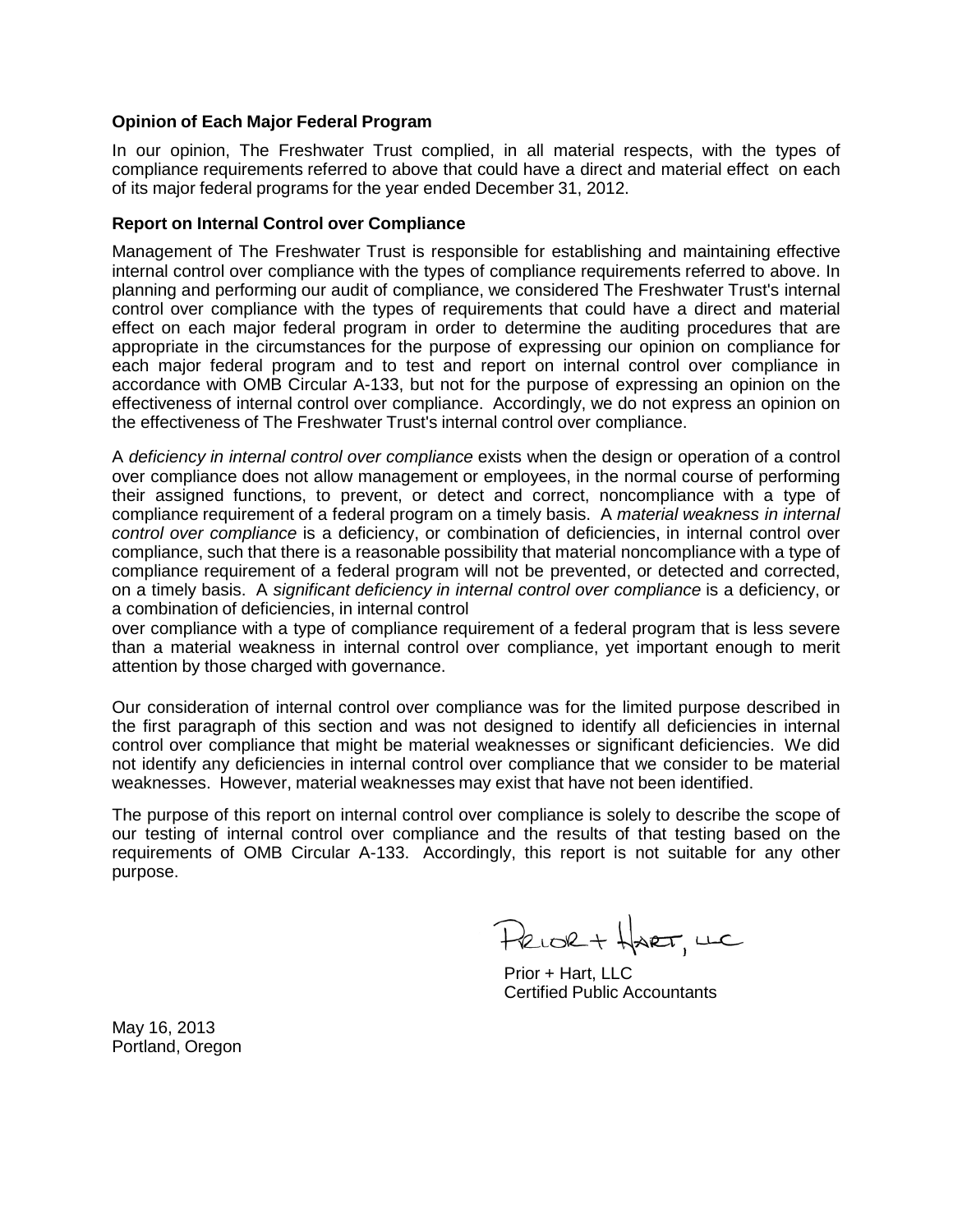**Opinion of Each Major Federal Program**

In our opinion, The Freshwater Trust complied, in all material respects, with the types of compliance requirements referred to above that could have a direct and material effect on each of its major federal programs for the year ended December 31, 2012.

**Report on Internal Control over Compliance**

Management of The Freshwater Trust is responsible for establishing and maintaining effective internal control over compliance with the types of compliance requirements referred to above. In planning and performing our audit of compliance, we considered The Freshwater Trust's internal control over compliance with the types of requirements that could have a direct and material effect on each major federal program in order to determine the auditing procedures that are appropriate in the circumstances for the purpose of expressing our opinion on compliance for each major federal program and to test and report on internal control over compliance in accordance with OMB Circular A-133, but not for the purpose of expressing an opinion on the effectiveness of internal control over compliance. Accordingly, we do not express an opinion on the effectiveness of The Freshwater Trust's internal control over compliance.

A *deficiency in internal control over compliance* exists when the design or operation of a control over compliance does not allow management or employees, in the normal course of performing their assigned functions, to prevent, or detect and correct, noncompliance with a type of compliance requirement of a federal program on a timely basis. A *material weakness in internal control over compliance* is a deficiency, or combination of deficiencies, in internal control over compliance, such that there is a reasonable possibility that material noncompliance with a type of compliance requirement of a federal program will not be prevented, or detected and corrected, on a timely basis. A *significant deficiency in internal control over compliance* is a deficiency, or a combination of deficiencies, in internal control over compliance with a type of compliance requirement of a federal program that is less severe than a material weakness in internal control over compliance, yet important enough to merit attention by those charged with governance.

Our consideration of internal control over compliance was for the limited purpose described in the first paragraph of this section and was not designed to identify all deficiencies in internal control over compliance that might be material weaknesses or significant deficiencies. We did not identify any deficiencies in internal control over compliance that we consider to be material weaknesses. However, material weaknesses may exist that have not been identified.

The purpose of this report on internal control over compliance is solely to describe the scope of our testing of internal control over compliance and the results of that testing based on the requirements of OMB Circular A-133. Accordingly, this report is not suitable for any other purpose.

Prior + Hart, LLC

Prior + Hart, LLC
Certified Public Accountants

May 16, 2013
Portland, Oregon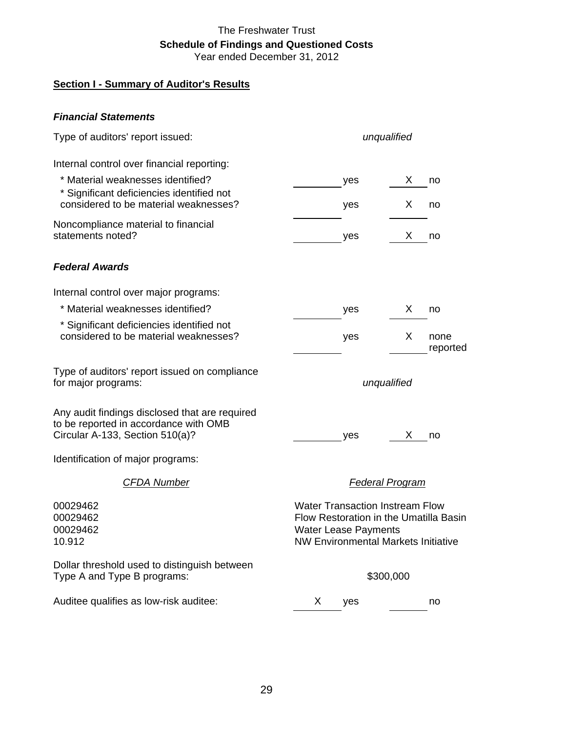The Freshwater Trust

**Schedule of Findings and Questioned Costs**

Year ended December 31, 2012

**Section I - Summary of Auditor's Results**

***Financial Statements***

| | |
|---|---|
| Type of auditors' report issued: | *unqualified* |

Internal control over financial reporting:

| | Yes | No |
|---|---|---|
| * Material weaknesses identified? | ______ yes | X no |
| * Significant deficiencies identified not considered to be material weaknesses? | ______ yes | X no |
| Noncompliance material to financial statements noted? | ______ yes | X no |

***Federal Awards***

Internal control over major programs:

| | Yes | No |
|---|---|---|
| * Material weaknesses identified? | ______ yes | X no |
| * Significant deficiencies identified not considered to be material weaknesses? | ______ yes | X none reported |

| | |
|---|---|
| Type of auditors' report issued on compliance for major programs: | *unqualified* |

| | Yes | No |
|---|---|---|
| Any audit findings disclosed that are required to be reported in accordance with OMB Circular A-133, Section 510(a)? | ______ yes | X no |

Identification of major programs:

| *CFDA Number* | *Federal Program* |
|---|---|
| 00029462 | Water Transaction Instream Flow |
| 00029462 | Flow Restoration in the Umatilla Basin |
| 00029462 | Water Lease Payments |
| 10.912 | NW Environmental Markets Initiative |

| | |
|---|---|
| Dollar threshold used to distinguish between Type A and Type B programs: | $300,000 |

| | Yes | No |
|---|---|---|
| Auditee qualifies as low-risk auditee: | X yes | ______ no |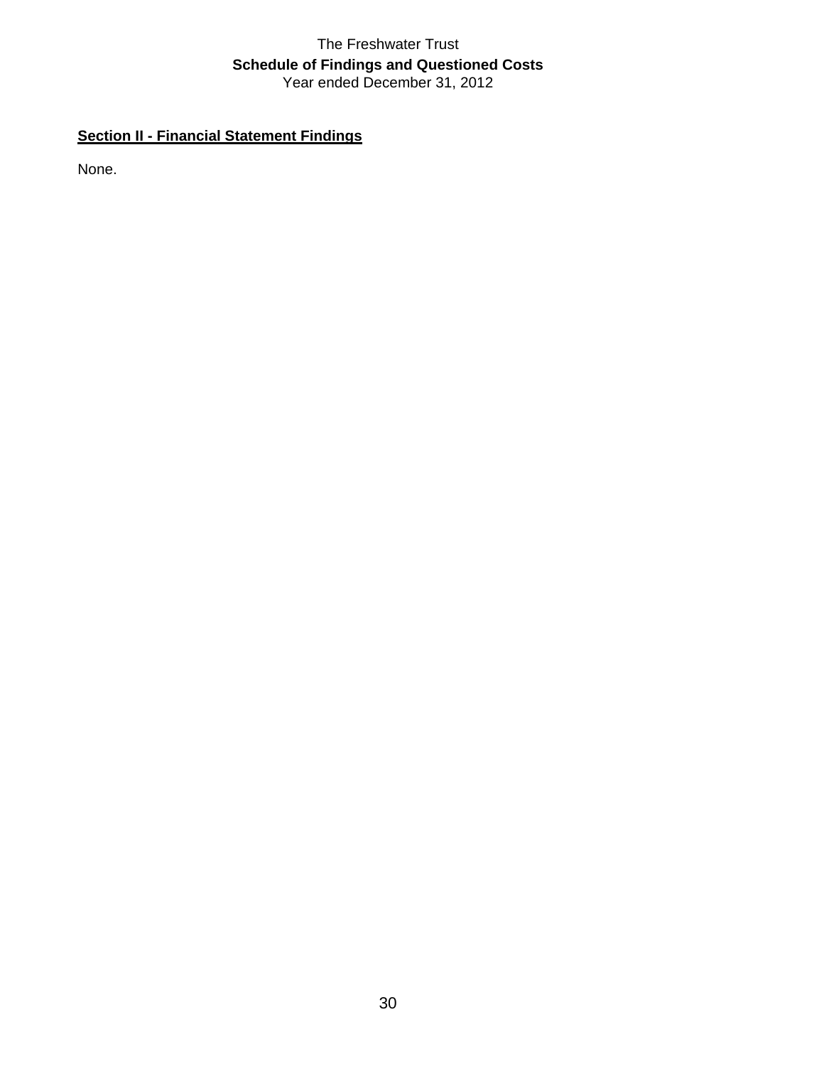# The Freshwater Trust
## Schedule of Findings and Questioned Costs
Year ended December 31, 2012

**Section II - Financial Statement Findings**

None.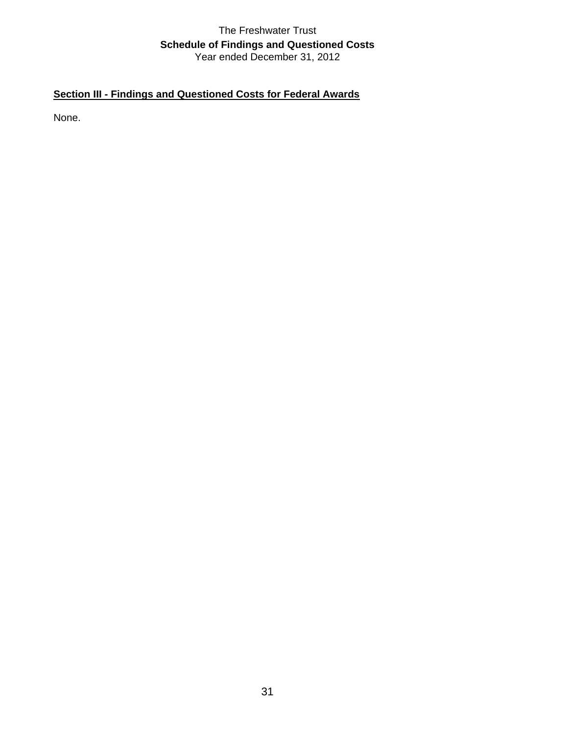# The Freshwater Trust

## Schedule of Findings and Questioned Costs

Year ended December 31, 2012

**Section III - Findings and Questioned Costs for Federal Awards**

None.